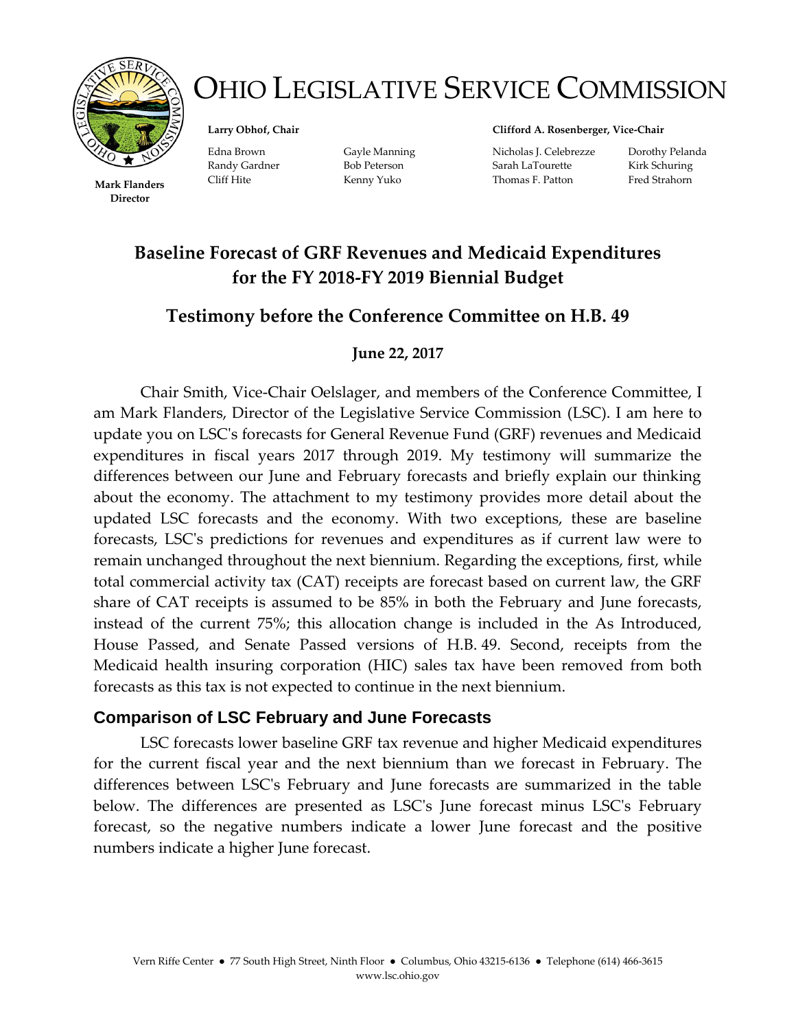# OHIO LEGISLATIVE SERVICE COMMISSION

**Mark Flanders**
**Director**

**Larry Obhof, Chair**

Edna Brown
Randy Gardner
Cliff Hite
Gayle Manning
Bob Peterson
Kenny Yuko

**Clifford A. Rosenberger, Vice-Chair**

Nicholas J. Celebrezze
Sarah LaTourette
Thomas F. Patton
Dorothy Pelanda
Kirk Schuring
Fred Strahorn

## Baseline Forecast of GRF Revenues and Medicaid Expenditures for the FY 2018-FY 2019 Biennial Budget

## Testimony before the Conference Committee on H.B. 49

**June 22, 2017**

Chair Smith, Vice-Chair Oelslager, and members of the Conference Committee, I am Mark Flanders, Director of the Legislative Service Commission (LSC). I am here to update you on LSC's forecasts for General Revenue Fund (GRF) revenues and Medicaid expenditures in fiscal years 2017 through 2019. My testimony will summarize the differences between our June and February forecasts and briefly explain our thinking about the economy. The attachment to my testimony provides more detail about the updated LSC forecasts and the economy. With two exceptions, these are baseline forecasts, LSC's predictions for revenues and expenditures as if current law were to remain unchanged throughout the next biennium. Regarding the exceptions, first, while total commercial activity tax (CAT) receipts are forecast based on current law, the GRF share of CAT receipts is assumed to be 85% in both the February and June forecasts, instead of the current 75%; this allocation change is included in the As Introduced, House Passed, and Senate Passed versions of H.B. 49. Second, receipts from the Medicaid health insuring corporation (HIC) sales tax have been removed from both forecasts as this tax is not expected to continue in the next biennium.

### Comparison of LSC February and June Forecasts

LSC forecasts lower baseline GRF tax revenue and higher Medicaid expenditures for the current fiscal year and the next biennium than we forecast in February. The differences between LSC's February and June forecasts are summarized in the table below. The differences are presented as LSC's June forecast minus LSC's February forecast, so the negative numbers indicate a lower June forecast and the positive numbers indicate a higher June forecast.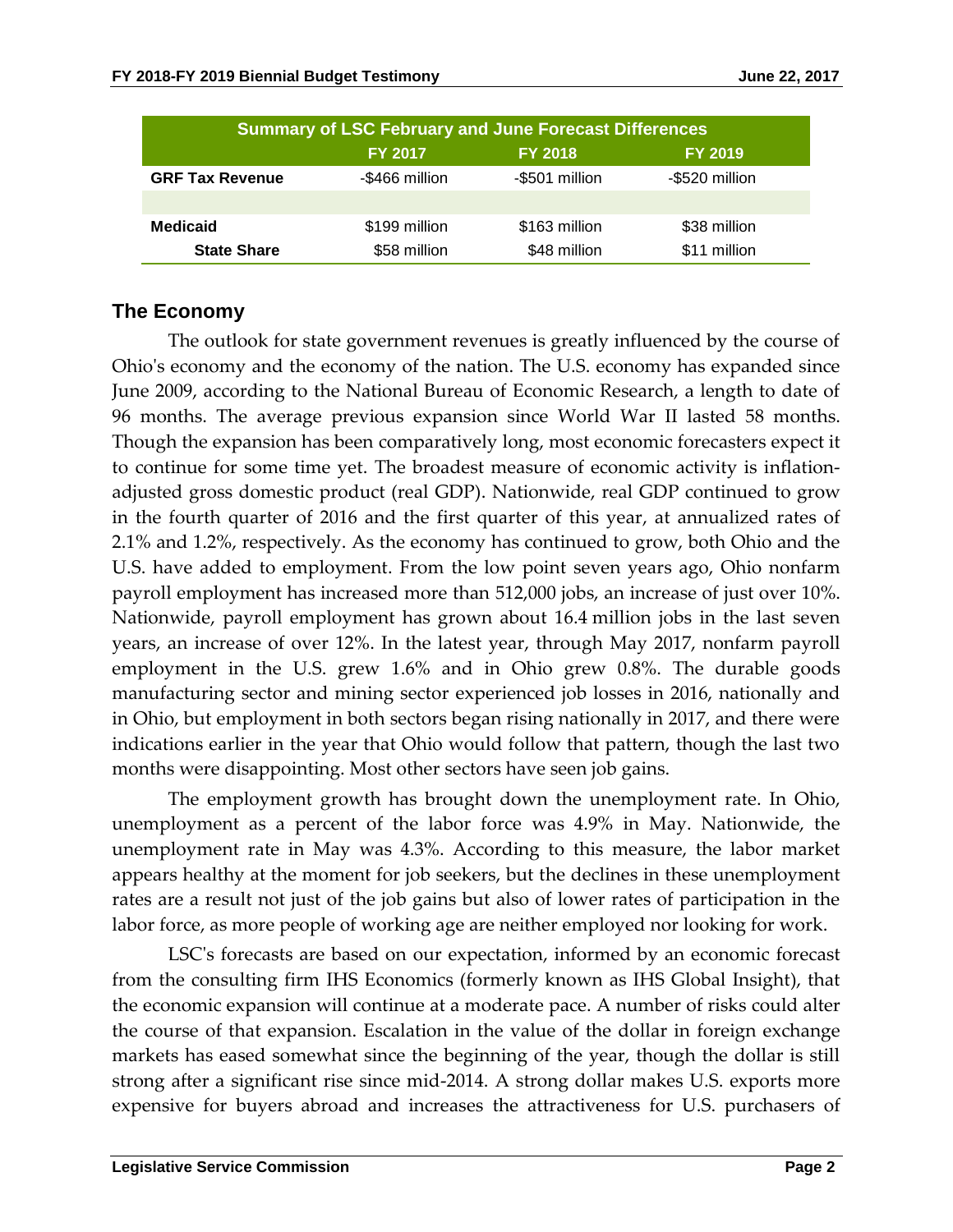| Summary of LSC February and June Forecast Differences | | | |
|---|---|---|---|
| | FY 2017 | FY 2018 | FY 2019 |
| **GRF Tax Revenue** | -$466 million | -$501 million | -$520 million |
| | | | |
| **Medicaid** | $199 million | $163 million | $38 million |
| **State Share** | $58 million | $48 million | $11 million |

## The Economy

The outlook for state government revenues is greatly influenced by the course of Ohio's economy and the economy of the nation. The U.S. economy has expanded since June 2009, according to the National Bureau of Economic Research, a length to date of 96 months. The average previous expansion since World War II lasted 58 months. Though the expansion has been comparatively long, most economic forecasters expect it to continue for some time yet. The broadest measure of economic activity is inflation-adjusted gross domestic product (real GDP). Nationwide, real GDP continued to grow in the fourth quarter of 2016 and the first quarter of this year, at annualized rates of 2.1% and 1.2%, respectively. As the economy has continued to grow, both Ohio and the U.S. have added to employment. From the low point seven years ago, Ohio nonfarm payroll employment has increased more than 512,000 jobs, an increase of just over 10%. Nationwide, payroll employment has grown about 16.4 million jobs in the last seven years, an increase of over 12%. In the latest year, through May 2017, nonfarm payroll employment in the U.S. grew 1.6% and in Ohio grew 0.8%. The durable goods manufacturing sector and mining sector experienced job losses in 2016, nationally and in Ohio, but employment in both sectors began rising nationally in 2017, and there were indications earlier in the year that Ohio would follow that pattern, though the last two months were disappointing. Most other sectors have seen job gains.

The employment growth has brought down the unemployment rate. In Ohio, unemployment as a percent of the labor force was 4.9% in May. Nationwide, the unemployment rate in May was 4.3%. According to this measure, the labor market appears healthy at the moment for job seekers, but the declines in these unemployment rates are a result not just of the job gains but also of lower rates of participation in the labor force, as more people of working age are neither employed nor looking for work.

LSC's forecasts are based on our expectation, informed by an economic forecast from the consulting firm IHS Economics (formerly known as IHS Global Insight), that the economic expansion will continue at a moderate pace. A number of risks could alter the course of that expansion. Escalation in the value of the dollar in foreign exchange markets has eased somewhat since the beginning of the year, though the dollar is still strong after a significant rise since mid-2014. A strong dollar makes U.S. exports more expensive for buyers abroad and increases the attractiveness for U.S. purchasers of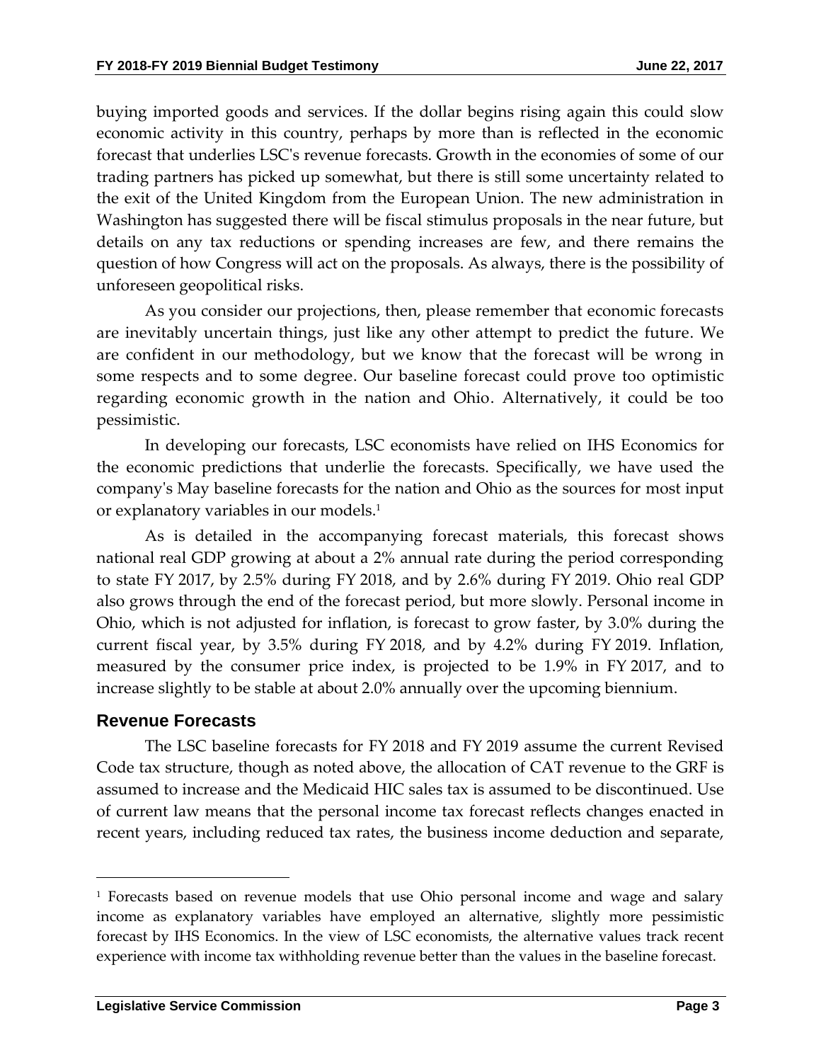buying imported goods and services. If the dollar begins rising again this could slow economic activity in this country, perhaps by more than is reflected in the economic forecast that underlies LSC's revenue forecasts. Growth in the economies of some of our trading partners has picked up somewhat, but there is still some uncertainty related to the exit of the United Kingdom from the European Union. The new administration in Washington has suggested there will be fiscal stimulus proposals in the near future, but details on any tax reductions or spending increases are few, and there remains the question of how Congress will act on the proposals. As always, there is the possibility of unforeseen geopolitical risks.

As you consider our projections, then, please remember that economic forecasts are inevitably uncertain things, just like any other attempt to predict the future. We are confident in our methodology, but we know that the forecast will be wrong in some respects and to some degree. Our baseline forecast could prove too optimistic regarding economic growth in the nation and Ohio. Alternatively, it could be too pessimistic.

In developing our forecasts, LSC economists have relied on IHS Economics for the economic predictions that underlie the forecasts. Specifically, we have used the company's May baseline forecasts for the nation and Ohio as the sources for most input or explanatory variables in our models.[1]

As is detailed in the accompanying forecast materials, this forecast shows national real GDP growing at about a 2% annual rate during the period corresponding to state FY 2017, by 2.5% during FY 2018, and by 2.6% during FY 2019. Ohio real GDP also grows through the end of the forecast period, but more slowly. Personal income in Ohio, which is not adjusted for inflation, is forecast to grow faster, by 3.0% during the current fiscal year, by 3.5% during FY 2018, and by 4.2% during FY 2019. Inflation, measured by the consumer price index, is projected to be 1.9% in FY 2017, and to increase slightly to be stable at about 2.0% annually over the upcoming biennium.

## Revenue Forecasts

The LSC baseline forecasts for FY 2018 and FY 2019 assume the current Revised Code tax structure, though as noted above, the allocation of CAT revenue to the GRF is assumed to increase and the Medicaid HIC sales tax is assumed to be discontinued. Use of current law means that the personal income tax forecast reflects changes enacted in recent years, including reduced tax rates, the business income deduction and separate,

---

[1] Forecasts based on revenue models that use Ohio personal income and wage and salary income as explanatory variables have employed an alternative, slightly more pessimistic forecast by IHS Economics. In the view of LSC economists, the alternative values track recent experience with income tax withholding revenue better than the values in the baseline forecast.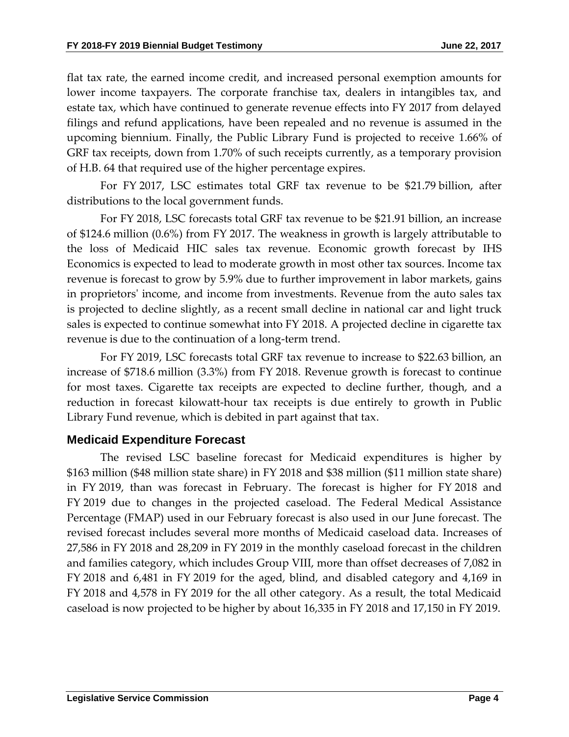flat tax rate, the earned income credit, and increased personal exemption amounts for lower income taxpayers. The corporate franchise tax, dealers in intangibles tax, and estate tax, which have continued to generate revenue effects into FY 2017 from delayed filings and refund applications, have been repealed and no revenue is assumed in the upcoming biennium. Finally, the Public Library Fund is projected to receive 1.66% of GRF tax receipts, down from 1.70% of such receipts currently, as a temporary provision of H.B. 64 that required use of the higher percentage expires.

For FY 2017, LSC estimates total GRF tax revenue to be $21.79 billion, after distributions to the local government funds.

For FY 2018, LSC forecasts total GRF tax revenue to be $21.91 billion, an increase of $124.6 million (0.6%) from FY 2017. The weakness in growth is largely attributable to the loss of Medicaid HIC sales tax revenue. Economic growth forecast by IHS Economics is expected to lead to moderate growth in most other tax sources. Income tax revenue is forecast to grow by 5.9% due to further improvement in labor markets, gains in proprietors' income, and income from investments. Revenue from the auto sales tax is projected to decline slightly, as a recent small decline in national car and light truck sales is expected to continue somewhat into FY 2018. A projected decline in cigarette tax revenue is due to the continuation of a long-term trend.

For FY 2019, LSC forecasts total GRF tax revenue to increase to $22.63 billion, an increase of $718.6 million (3.3%) from FY 2018. Revenue growth is forecast to continue for most taxes. Cigarette tax receipts are expected to decline further, though, and a reduction in forecast kilowatt-hour tax receipts is due entirely to growth in Public Library Fund revenue, which is debited in part against that tax.

## Medicaid Expenditure Forecast

The revised LSC baseline forecast for Medicaid expenditures is higher by $163 million ($48 million state share) in FY 2018 and $38 million ($11 million state share) in FY 2019, than was forecast in February. The forecast is higher for FY 2018 and FY 2019 due to changes in the projected caseload. The Federal Medical Assistance Percentage (FMAP) used in our February forecast is also used in our June forecast. The revised forecast includes several more months of Medicaid caseload data. Increases of 27,586 in FY 2018 and 28,209 in FY 2019 in the monthly caseload forecast in the children and families category, which includes Group VIII, more than offset decreases of 7,082 in FY 2018 and 6,481 in FY 2019 for the aged, blind, and disabled category and 4,169 in FY 2018 and 4,578 in FY 2019 for the all other category. As a result, the total Medicaid caseload is now projected to be higher by about 16,335 in FY 2018 and 17,150 in FY 2019.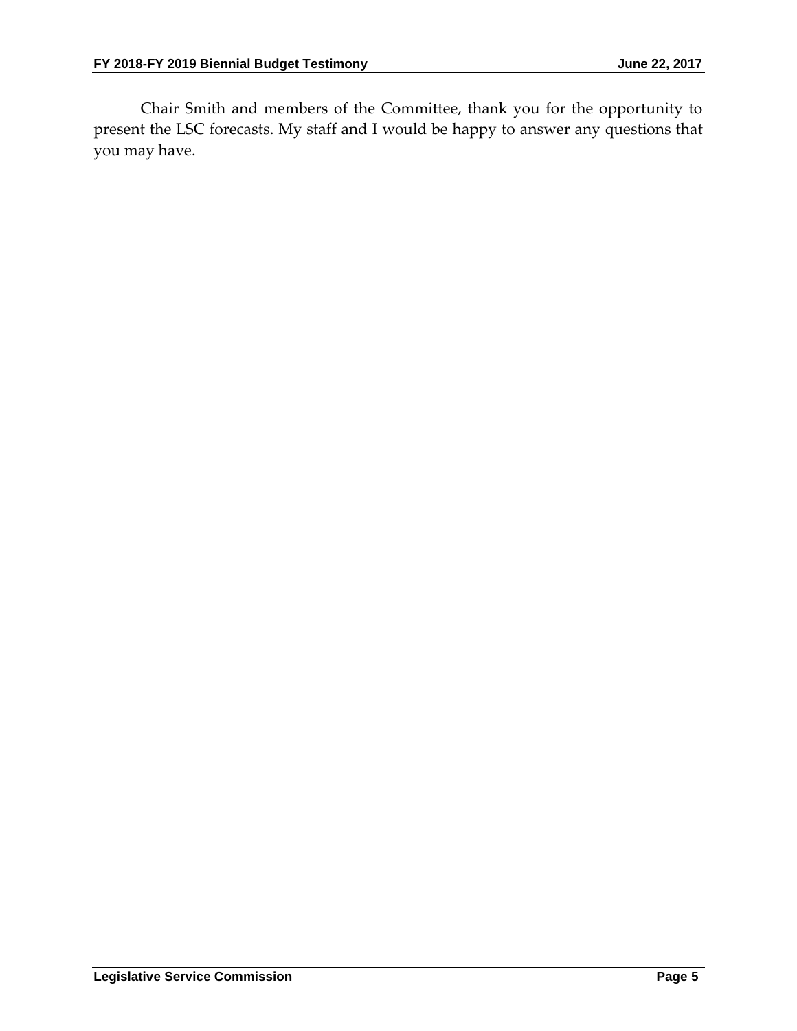Chair Smith and members of the Committee, thank you for the opportunity to present the LSC forecasts. My staff and I would be happy to answer any questions that you may have.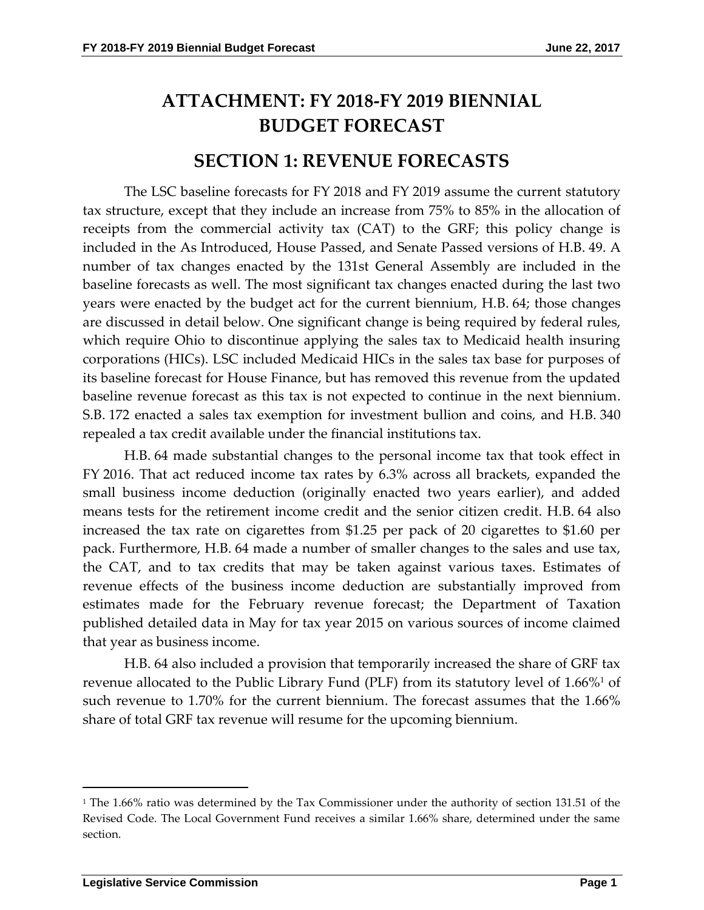# ATTACHMENT: FY 2018-FY 2019 BIENNIAL BUDGET FORECAST

## SECTION 1: REVENUE FORECASTS

The LSC baseline forecasts for FY 2018 and FY 2019 assume the current statutory tax structure, except that they include an increase from 75% to 85% in the allocation of receipts from the commercial activity tax (CAT) to the GRF; this policy change is included in the As Introduced, House Passed, and Senate Passed versions of H.B. 49. A number of tax changes enacted by the 131st General Assembly are included in the baseline forecasts as well. The most significant tax changes enacted during the last two years were enacted by the budget act for the current biennium, H.B. 64; those changes are discussed in detail below. One significant change is being required by federal rules, which require Ohio to discontinue applying the sales tax to Medicaid health insuring corporations (HICs). LSC included Medicaid HICs in the sales tax base for purposes of its baseline forecast for House Finance, but has removed this revenue from the updated baseline revenue forecast as this tax is not expected to continue in the next biennium. S.B. 172 enacted a sales tax exemption for investment bullion and coins, and H.B. 340 repealed a tax credit available under the financial institutions tax.

H.B. 64 made substantial changes to the personal income tax that took effect in FY 2016. That act reduced income tax rates by 6.3% across all brackets, expanded the small business income deduction (originally enacted two years earlier), and added means tests for the retirement income credit and the senior citizen credit. H.B. 64 also increased the tax rate on cigarettes from $1.25 per pack of 20 cigarettes to $1.60 per pack. Furthermore, H.B. 64 made a number of smaller changes to the sales and use tax, the CAT, and to tax credits that may be taken against various taxes. Estimates of revenue effects of the business income deduction are substantially improved from estimates made for the February revenue forecast; the Department of Taxation published detailed data in May for tax year 2015 on various sources of income claimed that year as business income.

H.B. 64 also included a provision that temporarily increased the share of GRF tax revenue allocated to the Public Library Fund (PLF) from its statutory level of 1.66%[1] of such revenue to 1.70% for the current biennium. The forecast assumes that the 1.66% share of total GRF tax revenue will resume for the upcoming biennium.

---

[1] The 1.66% ratio was determined by the Tax Commissioner under the authority of section 131.51 of the Revised Code. The Local Government Fund receives a similar 1.66% share, determined under the same section.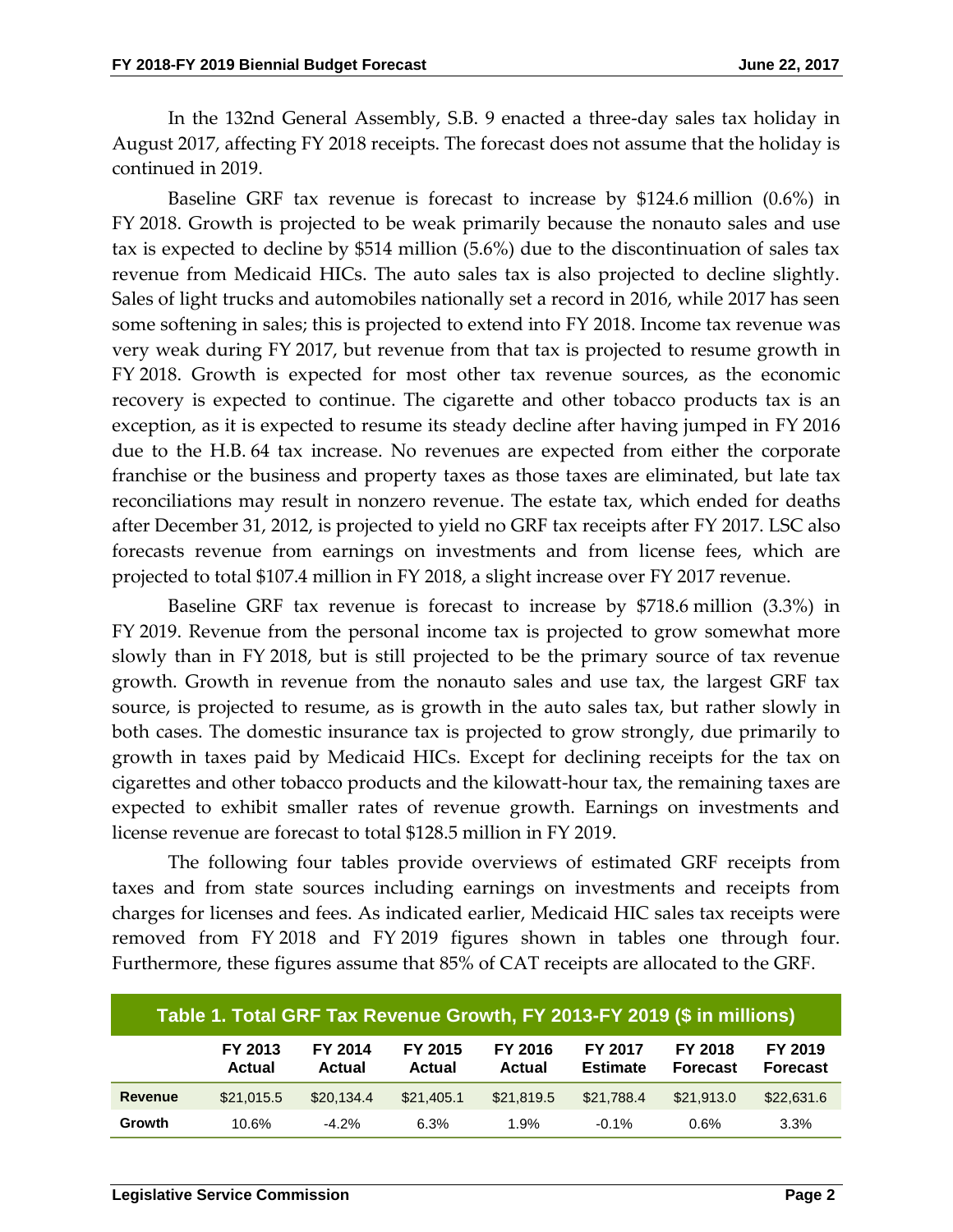In the 132nd General Assembly, S.B. 9 enacted a three-day sales tax holiday in August 2017, affecting FY 2018 receipts. The forecast does not assume that the holiday is continued in 2019.

Baseline GRF tax revenue is forecast to increase by $124.6 million (0.6%) in FY 2018. Growth is projected to be weak primarily because the nonauto sales and use tax is expected to decline by $514 million (5.6%) due to the discontinuation of sales tax revenue from Medicaid HICs. The auto sales tax is also projected to decline slightly. Sales of light trucks and automobiles nationally set a record in 2016, while 2017 has seen some softening in sales; this is projected to extend into FY 2018. Income tax revenue was very weak during FY 2017, but revenue from that tax is projected to resume growth in FY 2018. Growth is expected for most other tax revenue sources, as the economic recovery is expected to continue. The cigarette and other tobacco products tax is an exception, as it is expected to resume its steady decline after having jumped in FY 2016 due to the H.B. 64 tax increase. No revenues are expected from either the corporate franchise or the business and property taxes as those taxes are eliminated, but late tax reconciliations may result in nonzero revenue. The estate tax, which ended for deaths after December 31, 2012, is projected to yield no GRF tax receipts after FY 2017. LSC also forecasts revenue from earnings on investments and from license fees, which are projected to total $107.4 million in FY 2018, a slight increase over FY 2017 revenue.

Baseline GRF tax revenue is forecast to increase by $718.6 million (3.3%) in FY 2019. Revenue from the personal income tax is projected to grow somewhat more slowly than in FY 2018, but is still projected to be the primary source of tax revenue growth. Growth in revenue from the nonauto sales and use tax, the largest GRF tax source, is projected to resume, as is growth in the auto sales tax, but rather slowly in both cases. The domestic insurance tax is projected to grow strongly, due primarily to growth in taxes paid by Medicaid HICs. Except for declining receipts for the tax on cigarettes and other tobacco products and the kilowatt-hour tax, the remaining taxes are expected to exhibit smaller rates of revenue growth. Earnings on investments and license revenue are forecast to total $128.5 million in FY 2019.

The following four tables provide overviews of estimated GRF receipts from taxes and from state sources including earnings on investments and receipts from charges for licenses and fees. As indicated earlier, Medicaid HIC sales tax receipts were removed from FY 2018 and FY 2019 figures shown in tables one through four. Furthermore, these figures assume that 85% of CAT receipts are allocated to the GRF.

**Table 1. Total GRF Tax Revenue Growth, FY 2013-FY 2019 ($ in millions)**

| | FY 2013 Actual | FY 2014 Actual | FY 2015 Actual | FY 2016 Actual | FY 2017 Estimate | FY 2018 Forecast | FY 2019 Forecast |
|---|---|---|---|---|---|---|---|
| **Revenue** | $21,015.5 | $20,134.4 | $21,405.1 | $21,819.5 | $21,788.4 | $21,913.0 | $22,631.6 |
| **Growth** | 10.6% | -4.2% | 6.3% | 1.9% | -0.1% | 0.6% | 3.3% |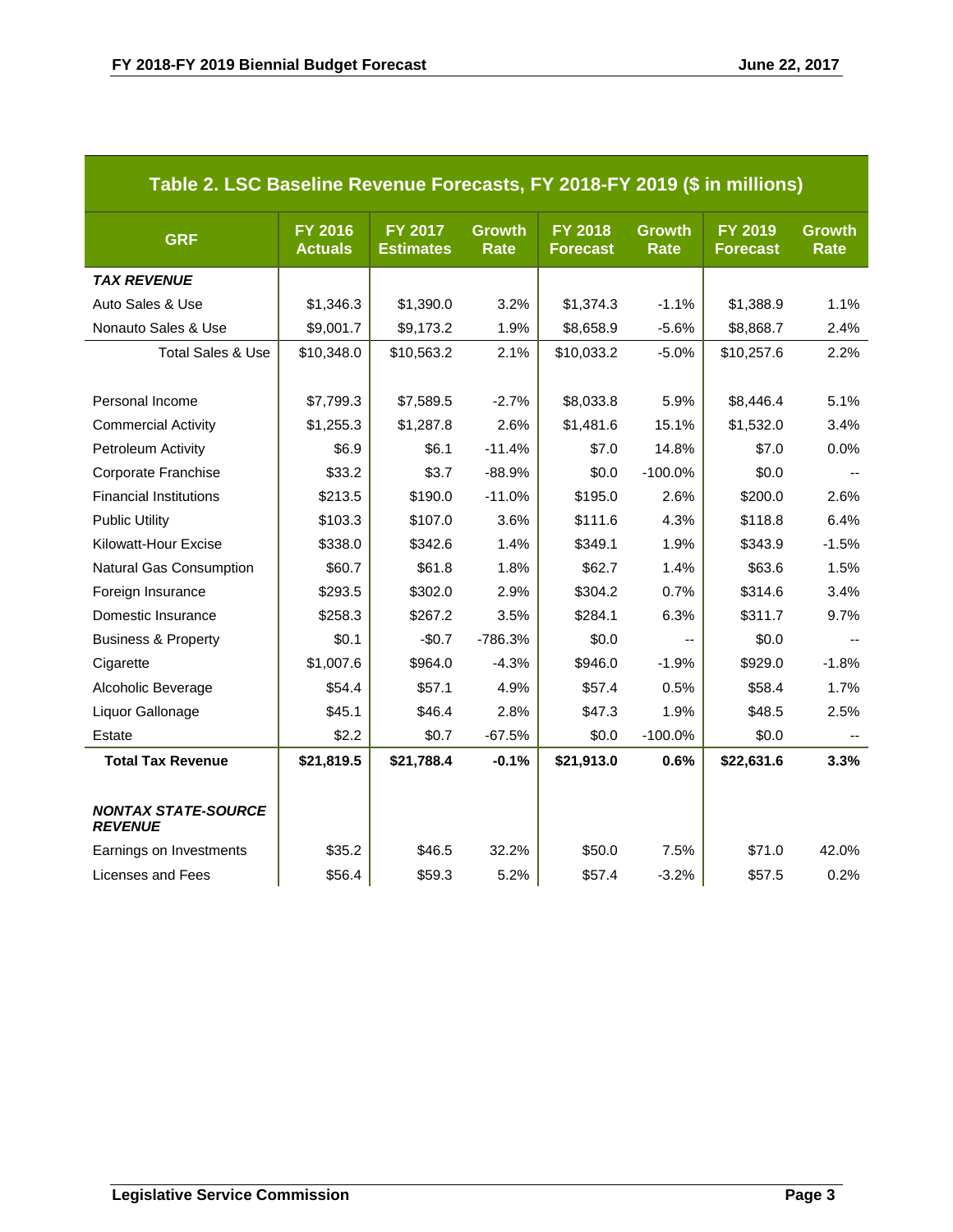| Table 2. LSC Baseline Revenue Forecasts, FY 2018-FY 2019 ($ in millions) | | | | | | | |
|---|---|---|---|---|---|---|---|
| **GRF** | **FY 2016 Actuals** | **FY 2017 Estimates** | **Growth Rate** | **FY 2018 Forecast** | **Growth Rate** | **FY 2019 Forecast** | **Growth Rate** |
| ***TAX REVENUE*** | | | | | | | |
| Auto Sales & Use | $1,346.3 | $1,390.0 | 3.2% | $1,374.3 | -1.1% | $1,388.9 | 1.1% |
| Nonauto Sales & Use | $9,001.7 | $9,173.2 | 1.9% | $8,658.9 | -5.6% | $8,868.7 | 2.4% |
| Total Sales & Use | $10,348.0 | $10,563.2 | 2.1% | $10,033.2 | -5.0% | $10,257.6 | 2.2% |
| | | | | | | | |
| Personal Income | $7,799.3 | $7,589.5 | -2.7% | $8,033.8 | 5.9% | $8,446.4 | 5.1% |
| Commercial Activity | $1,255.3 | $1,287.8 | 2.6% | $1,481.6 | 15.1% | $1,532.0 | 3.4% |
| Petroleum Activity | $6.9 | $6.1 | -11.4% | $7.0 | 14.8% | $7.0 | 0.0% |
| Corporate Franchise | $33.2 | $3.7 | -88.9% | $0.0 | -100.0% | $0.0 | -- |
| Financial Institutions | $213.5 | $190.0 | -11.0% | $195.0 | 2.6% | $200.0 | 2.6% |
| Public Utility | $103.3 | $107.0 | 3.6% | $111.6 | 4.3% | $118.8 | 6.4% |
| Kilowatt-Hour Excise | $338.0 | $342.6 | 1.4% | $349.1 | 1.9% | $343.9 | -1.5% |
| Natural Gas Consumption | $60.7 | $61.8 | 1.8% | $62.7 | 1.4% | $63.6 | 1.5% |
| Foreign Insurance | $293.5 | $302.0 | 2.9% | $304.2 | 0.7% | $314.6 | 3.4% |
| Domestic Insurance | $258.3 | $267.2 | 3.5% | $284.1 | 6.3% | $311.7 | 9.7% |
| Business & Property | $0.1 | -$0.7 | -786.3% | $0.0 | -- | $0.0 | -- |
| Cigarette | $1,007.6 | $964.0 | -4.3% | $946.0 | -1.9% | $929.0 | -1.8% |
| Alcoholic Beverage | $54.4 | $57.1 | 4.9% | $57.4 | 0.5% | $58.4 | 1.7% |
| Liquor Gallonage | $45.1 | $46.4 | 2.8% | $47.3 | 1.9% | $48.5 | 2.5% |
| Estate | $2.2 | $0.7 | -67.5% | $0.0 | -100.0% | $0.0 | -- |
| **Total Tax Revenue** | **$21,819.5** | **$21,788.4** | **-0.1%** | **$21,913.0** | **0.6%** | **$22,631.6** | **3.3%** |
| | | | | | | | |
| ***NONTAX STATE-SOURCE REVENUE*** | | | | | | | |
| Earnings on Investments | $35.2 | $46.5 | 32.2% | $50.0 | 7.5% | $71.0 | 42.0% |
| Licenses and Fees | $56.4 | $59.3 | 5.2% | $57.4 | -3.2% | $57.5 | 0.2% |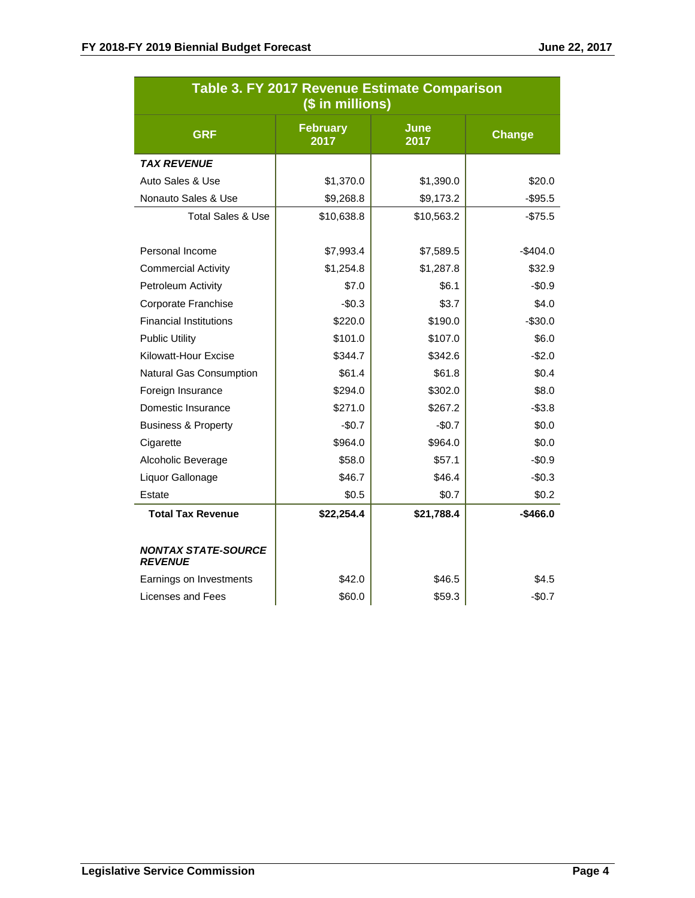**Table 3. FY 2017 Revenue Estimate Comparison ($ in millions)**

| GRF | February 2017 | June 2017 | Change |
|---|---|---|---|
| ***TAX REVENUE*** | | | |
| Auto Sales & Use | $1,370.0 | $1,390.0 | $20.0 |
| Nonauto Sales & Use | $9,268.8 | $9,173.2 | -$95.5 |
| Total Sales & Use | $10,638.8 | $10,563.2 | -$75.5 |
| | | | |
| Personal Income | $7,993.4 | $7,589.5 | -$404.0 |
| Commercial Activity | $1,254.8 | $1,287.8 | $32.9 |
| Petroleum Activity | $7.0 | $6.1 | -$0.9 |
| Corporate Franchise | -$0.3 | $3.7 | $4.0 |
| Financial Institutions | $220.0 | $190.0 | -$30.0 |
| Public Utility | $101.0 | $107.0 | $6.0 |
| Kilowatt-Hour Excise | $344.7 | $342.6 | -$2.0 |
| Natural Gas Consumption | $61.4 | $61.8 | $0.4 |
| Foreign Insurance | $294.0 | $302.0 | $8.0 |
| Domestic Insurance | $271.0 | $267.2 | -$3.8 |
| Business & Property | -$0.7 | -$0.7 | $0.0 |
| Cigarette | $964.0 | $964.0 | $0.0 |
| Alcoholic Beverage | $58.0 | $57.1 | -$0.9 |
| Liquor Gallonage | $46.7 | $46.4 | -$0.3 |
| Estate | $0.5 | $0.7 | $0.2 |
| **Total Tax Revenue** | **$22,254.4** | **$21,788.4** | **-$466.0** |
| | | | |
| ***NONTAX STATE-SOURCE REVENUE*** | | | |
| Earnings on Investments | $42.0 | $46.5 | $4.5 |
| Licenses and Fees | $60.0 | $59.3 | -$0.7 |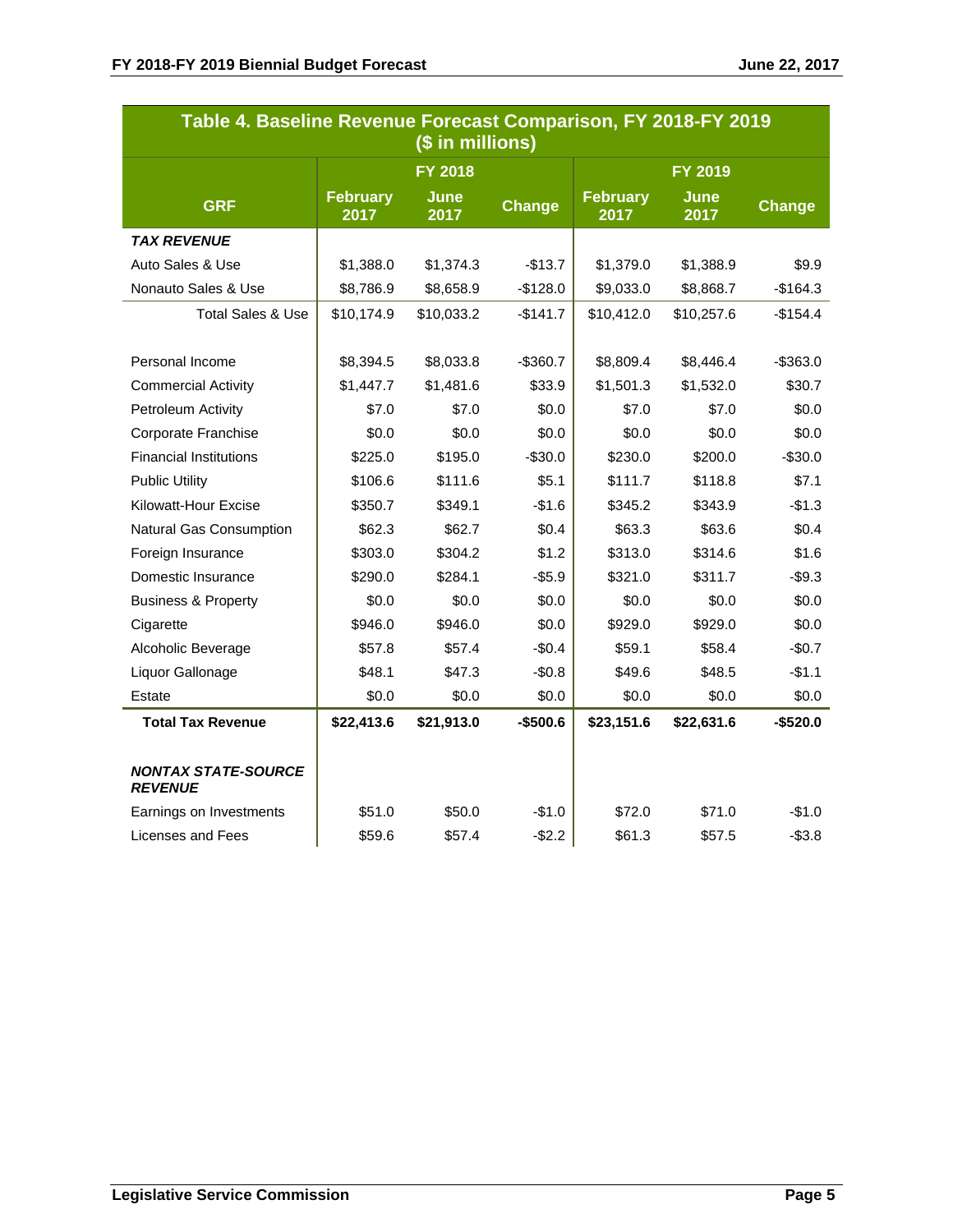**Table 4. Baseline Revenue Forecast Comparison, FY 2018-FY 2019 ($ in millions)**

| GRF | FY 2018 February 2017 | FY 2018 June 2017 | FY 2018 Change | FY 2019 February 2017 | FY 2019 June 2017 | FY 2019 Change |
|---|---|---|---|---|---|---|
| ***TAX REVENUE*** | | | | | | |
| Auto Sales & Use | $1,388.0 | $1,374.3 | -$13.7 | $1,379.0 | $1,388.9 | $9.9 |
| Nonauto Sales & Use | $8,786.9 | $8,658.9 | -$128.0 | $9,033.0 | $8,868.7 | -$164.3 |
| Total Sales & Use | $10,174.9 | $10,033.2 | -$141.7 | $10,412.0 | $10,257.6 | -$154.4 |
| | | | | | | |
| Personal Income | $8,394.5 | $8,033.8 | -$360.7 | $8,809.4 | $8,446.4 | -$363.0 |
| Commercial Activity | $1,447.7 | $1,481.6 | $33.9 | $1,501.3 | $1,532.0 | $30.7 |
| Petroleum Activity | $7.0 | $7.0 | $0.0 | $7.0 | $7.0 | $0.0 |
| Corporate Franchise | $0.0 | $0.0 | $0.0 | $0.0 | $0.0 | $0.0 |
| Financial Institutions | $225.0 | $195.0 | -$30.0 | $230.0 | $200.0 | -$30.0 |
| Public Utility | $106.6 | $111.6 | $5.1 | $111.7 | $118.8 | $7.1 |
| Kilowatt-Hour Excise | $350.7 | $349.1 | -$1.6 | $345.2 | $343.9 | -$1.3 |
| Natural Gas Consumption | $62.3 | $62.7 | $0.4 | $63.3 | $63.6 | $0.4 |
| Foreign Insurance | $303.0 | $304.2 | $1.2 | $313.0 | $314.6 | $1.6 |
| Domestic Insurance | $290.0 | $284.1 | -$5.9 | $321.0 | $311.7 | -$9.3 |
| Business & Property | $0.0 | $0.0 | $0.0 | $0.0 | $0.0 | $0.0 |
| Cigarette | $946.0 | $946.0 | $0.0 | $929.0 | $929.0 | $0.0 |
| Alcoholic Beverage | $57.8 | $57.4 | -$0.4 | $59.1 | $58.4 | -$0.7 |
| Liquor Gallonage | $48.1 | $47.3 | -$0.8 | $49.6 | $48.5 | -$1.1 |
| Estate | $0.0 | $0.0 | $0.0 | $0.0 | $0.0 | $0.0 |
| **Total Tax Revenue** | **$22,413.6** | **$21,913.0** | **-$500.6** | **$23,151.6** | **$22,631.6** | **-$520.0** |
| | | | | | | |
| ***NONTAX STATE-SOURCE REVENUE*** | | | | | | |
| Earnings on Investments | $51.0 | $50.0 | -$1.0 | $72.0 | $71.0 | -$1.0 |
| Licenses and Fees | $59.6 | $57.4 | -$2.2 | $61.3 | $57.5 | -$3.8 |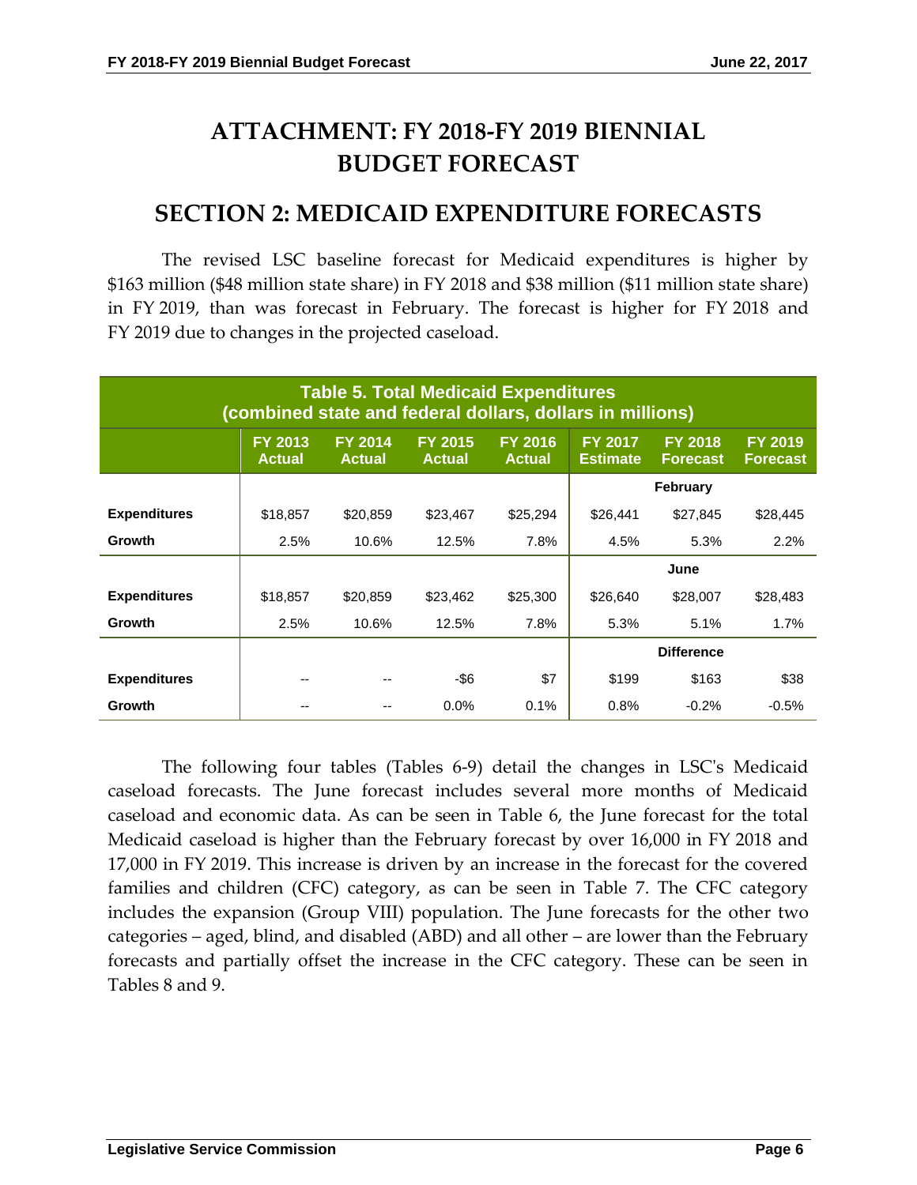# ATTACHMENT: FY 2018-FY 2019 BIENNIAL BUDGET FORECAST

## SECTION 2: MEDICAID EXPENDITURE FORECASTS

The revised LSC baseline forecast for Medicaid expenditures is higher by $163 million ($48 million state share) in FY 2018 and $38 million ($11 million state share) in FY 2019, than was forecast in February. The forecast is higher for FY 2018 and FY 2019 due to changes in the projected caseload.

**Table 5. Total Medicaid Expenditures (combined state and federal dollars, dollars in millions)**

| | FY 2013 Actual | FY 2014 Actual | FY 2015 Actual | FY 2016 Actual | FY 2017 Estimate | FY 2018 Forecast | FY 2019 Forecast |
|---|---|---|---|---|---|---|---|
| | | | | | | **February** | |
| **Expenditures** | $18,857 | $20,859 | $23,467 | $25,294 | $26,441 | $27,845 | $28,445 |
| **Growth** | 2.5% | 10.6% | 12.5% | 7.8% | 4.5% | 5.3% | 2.2% |
| | | | | | | **June** | |
| **Expenditures** | $18,857 | $20,859 | $23,462 | $25,300 | $26,640 | $28,007 | $28,483 |
| **Growth** | 2.5% | 10.6% | 12.5% | 7.8% | 5.3% | 5.1% | 1.7% |
| | | | | | | **Difference** | |
| **Expenditures** | -- | -- | -$6 | $7 | $199 | $163 | $38 |
| **Growth** | -- | -- | 0.0% | 0.1% | 0.8% | -0.2% | -0.5% |

The following four tables (Tables 6-9) detail the changes in LSC's Medicaid caseload forecasts. The June forecast includes several more months of Medicaid caseload and economic data. As can be seen in Table 6, the June forecast for the total Medicaid caseload is higher than the February forecast by over 16,000 in FY 2018 and 17,000 in FY 2019. This increase is driven by an increase in the forecast for the covered families and children (CFC) category, as can be seen in Table 7. The CFC category includes the expansion (Group VIII) population. The June forecasts for the other two categories – aged, blind, and disabled (ABD) and all other – are lower than the February forecasts and partially offset the increase in the CFC category. These can be seen in Tables 8 and 9.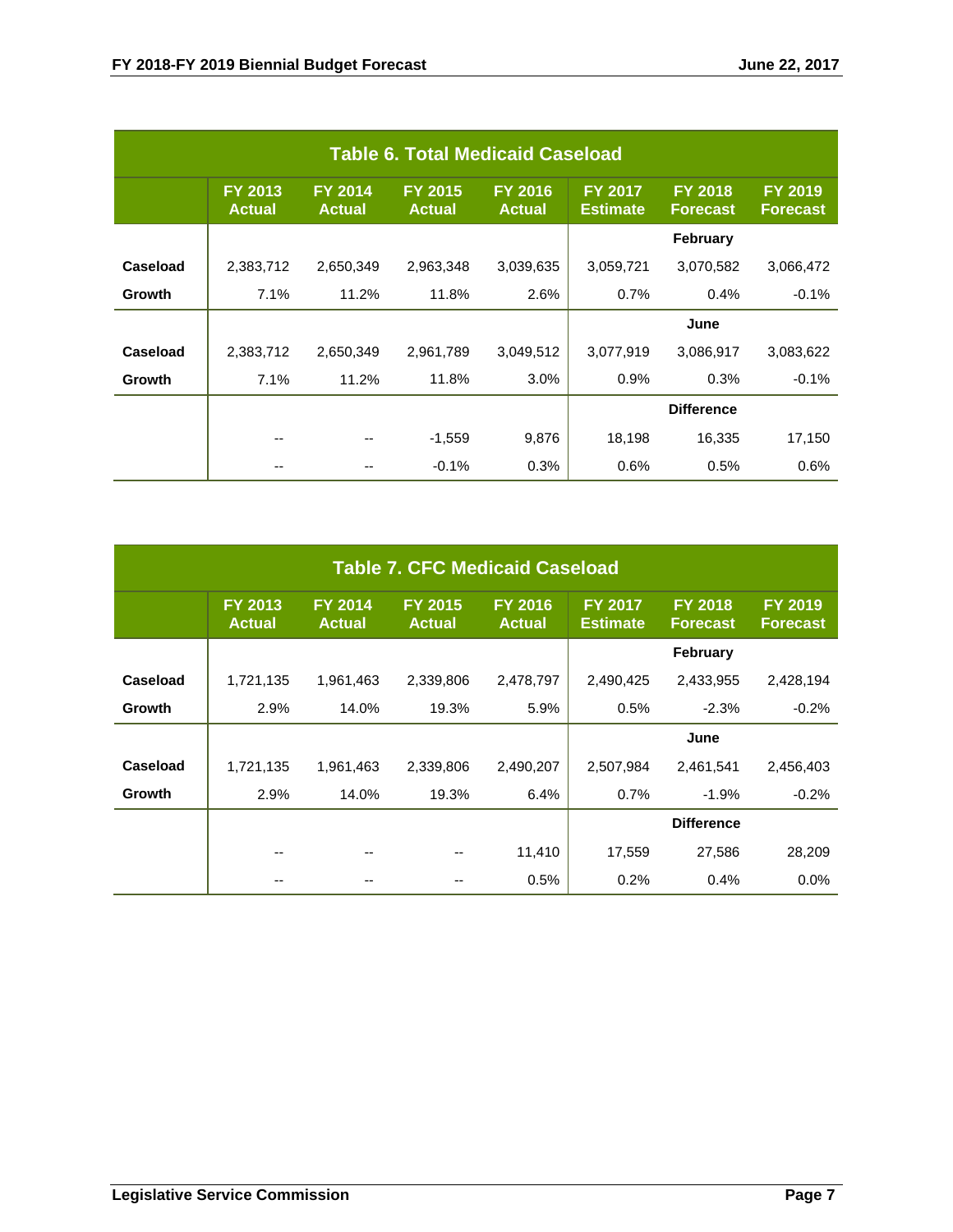| Table 6. Total Medicaid Caseload | | | | | | | |
|---|---|---|---|---|---|---|---|
| | FY 2013 Actual | FY 2014 Actual | FY 2015 Actual | FY 2016 Actual | FY 2017 Estimate | FY 2018 Forecast | FY 2019 Forecast |
| | | | | | | **February** | |
| **Caseload** | 2,383,712 | 2,650,349 | 2,963,348 | 3,039,635 | 3,059,721 | 3,070,582 | 3,066,472 |
| **Growth** | 7.1% | 11.2% | 11.8% | 2.6% | 0.7% | 0.4% | -0.1% |
| | | | | | | **June** | |
| **Caseload** | 2,383,712 | 2,650,349 | 2,961,789 | 3,049,512 | 3,077,919 | 3,086,917 | 3,083,622 |
| **Growth** | 7.1% | 11.2% | 11.8% | 3.0% | 0.9% | 0.3% | -0.1% |
| | | | | | | **Difference** | |
| | -- | -- | -1,559 | 9,876 | 18,198 | 16,335 | 17,150 |
| | -- | -- | -0.1% | 0.3% | 0.6% | 0.5% | 0.6% |

| Table 7. CFC Medicaid Caseload | | | | | | | |
|---|---|---|---|---|---|---|---|
| | FY 2013 Actual | FY 2014 Actual | FY 2015 Actual | FY 2016 Actual | FY 2017 Estimate | FY 2018 Forecast | FY 2019 Forecast |
| | | | | | | **February** | |
| **Caseload** | 1,721,135 | 1,961,463 | 2,339,806 | 2,478,797 | 2,490,425 | 2,433,955 | 2,428,194 |
| **Growth** | 2.9% | 14.0% | 19.3% | 5.9% | 0.5% | -2.3% | -0.2% |
| | | | | | | **June** | |
| **Caseload** | 1,721,135 | 1,961,463 | 2,339,806 | 2,490,207 | 2,507,984 | 2,461,541 | 2,456,403 |
| **Growth** | 2.9% | 14.0% | 19.3% | 6.4% | 0.7% | -1.9% | -0.2% |
| | | | | | | **Difference** | |
| | -- | -- | -- | 11,410 | 17,559 | 27,586 | 28,209 |
| | -- | -- | -- | 0.5% | 0.2% | 0.4% | 0.0% |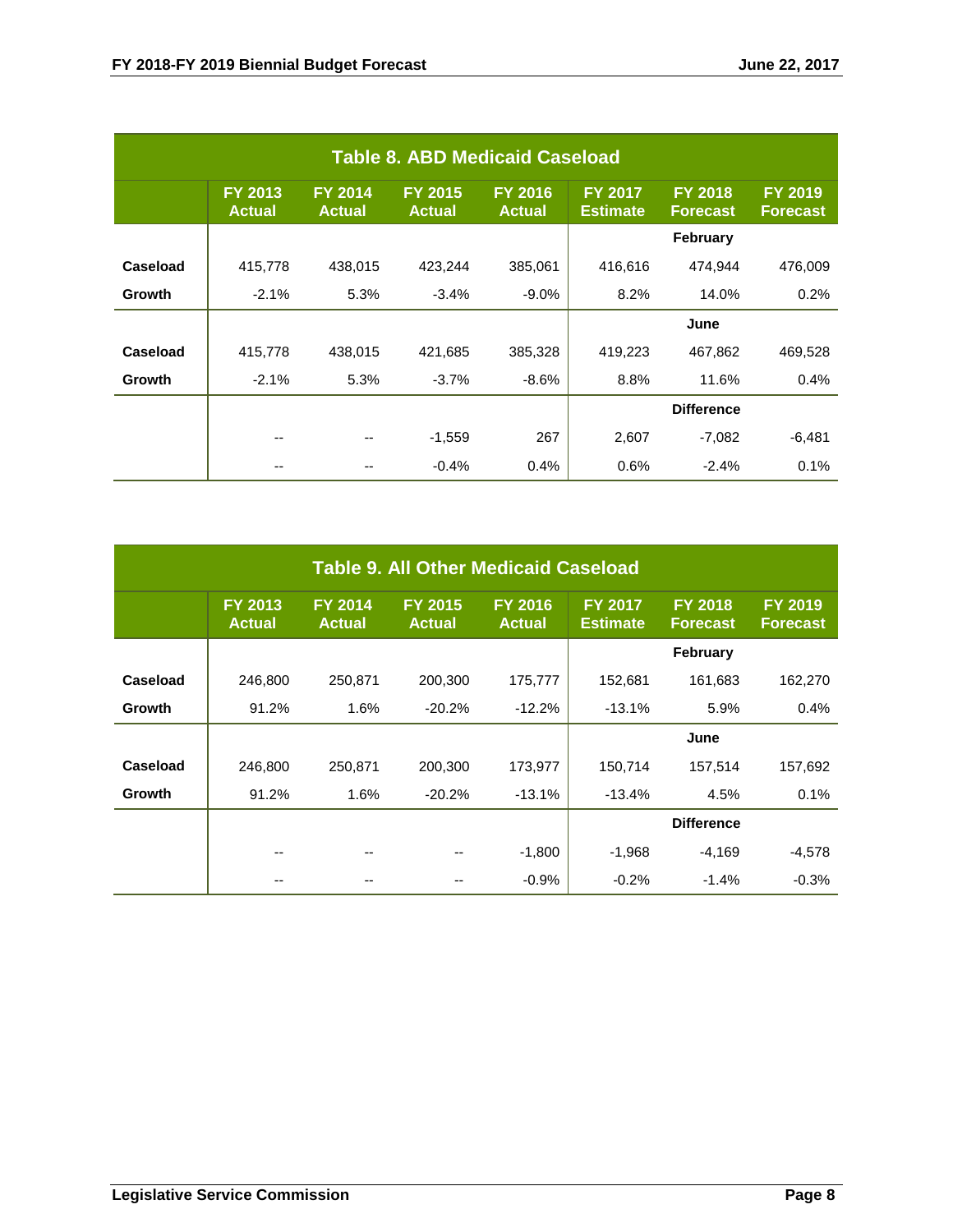| Table 8. ABD Medicaid Caseload | | | | | | | |
|---|---|---|---|---|---|---|---|
| | FY 2013 Actual | FY 2014 Actual | FY 2015 Actual | FY 2016 Actual | FY 2017 Estimate | FY 2018 Forecast | FY 2019 Forecast |
| | | | | | | February | |
| **Caseload** | 415,778 | 438,015 | 423,244 | 385,061 | 416,616 | 474,944 | 476,009 |
| **Growth** | -2.1% | 5.3% | -3.4% | -9.0% | 8.2% | 14.0% | 0.2% |
| | | | | | | June | |
| **Caseload** | 415,778 | 438,015 | 421,685 | 385,328 | 419,223 | 467,862 | 469,528 |
| **Growth** | -2.1% | 5.3% | -3.7% | -8.6% | 8.8% | 11.6% | 0.4% |
| | | | | | | Difference | |
| | -- | -- | -1,559 | 267 | 2,607 | -7,082 | -6,481 |
| | -- | -- | -0.4% | 0.4% | 0.6% | -2.4% | 0.1% |

| Table 9. All Other Medicaid Caseload | | | | | | | |
|---|---|---|---|---|---|---|---|
| | FY 2013 Actual | FY 2014 Actual | FY 2015 Actual | FY 2016 Actual | FY 2017 Estimate | FY 2018 Forecast | FY 2019 Forecast |
| | | | | | | February | |
| **Caseload** | 246,800 | 250,871 | 200,300 | 175,777 | 152,681 | 161,683 | 162,270 |
| **Growth** | 91.2% | 1.6% | -20.2% | -12.2% | -13.1% | 5.9% | 0.4% |
| | | | | | | June | |
| **Caseload** | 246,800 | 250,871 | 200,300 | 173,977 | 150,714 | 157,514 | 157,692 |
| **Growth** | 91.2% | 1.6% | -20.2% | -13.1% | -13.4% | 4.5% | 0.1% |
| | | | | | | Difference | |
| | -- | -- | -- | -1,800 | -1,968 | -4,169 | -4,578 |
| | -- | -- | -- | -0.9% | -0.2% | -1.4% | -0.3% |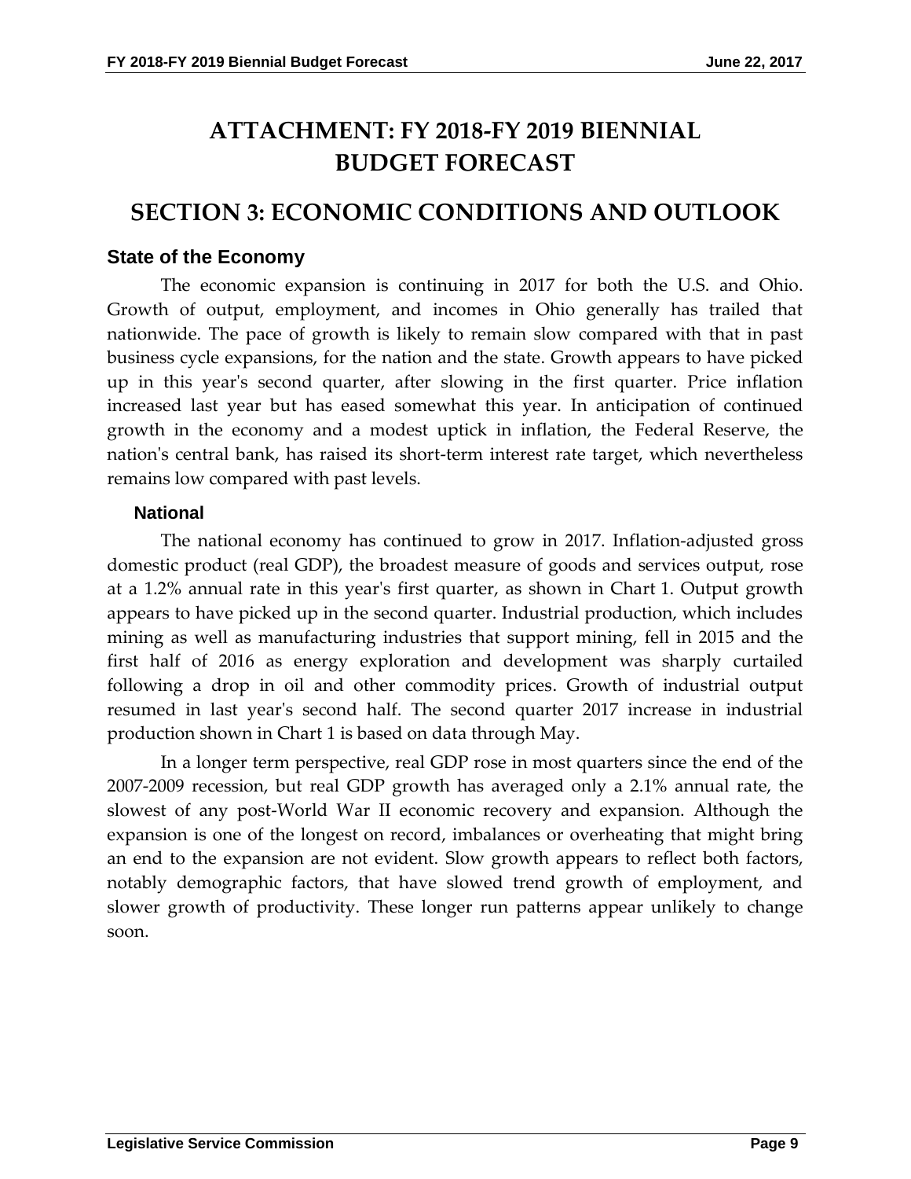# ATTACHMENT: FY 2018-FY 2019 BIENNIAL BUDGET FORECAST

## SECTION 3: ECONOMIC CONDITIONS AND OUTLOOK

### State of the Economy

The economic expansion is continuing in 2017 for both the U.S. and Ohio. Growth of output, employment, and incomes in Ohio generally has trailed that nationwide. The pace of growth is likely to remain slow compared with that in past business cycle expansions, for the nation and the state. Growth appears to have picked up in this year's second quarter, after slowing in the first quarter. Price inflation increased last year but has eased somewhat this year. In anticipation of continued growth in the economy and a modest uptick in inflation, the Federal Reserve, the nation's central bank, has raised its short-term interest rate target, which nevertheless remains low compared with past levels.

#### National

The national economy has continued to grow in 2017. Inflation-adjusted gross domestic product (real GDP), the broadest measure of goods and services output, rose at a 1.2% annual rate in this year's first quarter, as shown in Chart 1. Output growth appears to have picked up in the second quarter. Industrial production, which includes mining as well as manufacturing industries that support mining, fell in 2015 and the first half of 2016 as energy exploration and development was sharply curtailed following a drop in oil and other commodity prices. Growth of industrial output resumed in last year's second half. The second quarter 2017 increase in industrial production shown in Chart 1 is based on data through May.

In a longer term perspective, real GDP rose in most quarters since the end of the 2007-2009 recession, but real GDP growth has averaged only a 2.1% annual rate, the slowest of any post-World War II economic recovery and expansion. Although the expansion is one of the longest on record, imbalances or overheating that might bring an end to the expansion are not evident. Slow growth appears to reflect both factors, notably demographic factors, that have slowed trend growth of employment, and slower growth of productivity. These longer run patterns appear unlikely to change soon.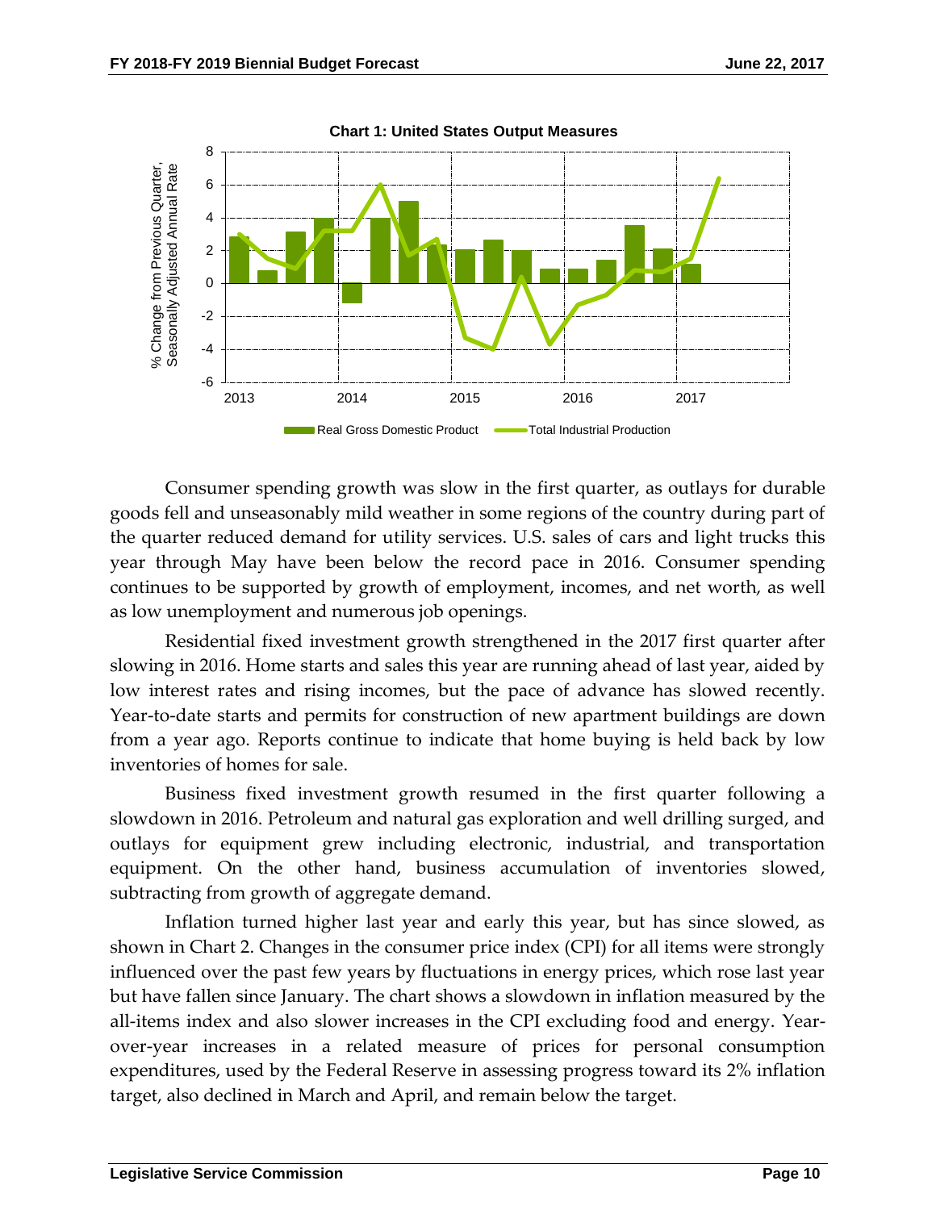**Chart 1: United States Output Measures**

Consumer spending growth was slow in the first quarter, as outlays for durable goods fell and unseasonably mild weather in some regions of the country during part of the quarter reduced demand for utility services. U.S. sales of cars and light trucks this year through May have been below the record pace in 2016. Consumer spending continues to be supported by growth of employment, incomes, and net worth, as well as low unemployment and numerous job openings.

Residential fixed investment growth strengthened in the 2017 first quarter after slowing in 2016. Home starts and sales this year are running ahead of last year, aided by low interest rates and rising incomes, but the pace of advance has slowed recently. Year-to-date starts and permits for construction of new apartment buildings are down from a year ago. Reports continue to indicate that home buying is held back by low inventories of homes for sale.

Business fixed investment growth resumed in the first quarter following a slowdown in 2016. Petroleum and natural gas exploration and well drilling surged, and outlays for equipment grew including electronic, industrial, and transportation equipment. On the other hand, business accumulation of inventories slowed, subtracting from growth of aggregate demand.

Inflation turned higher last year and early this year, but has since slowed, as shown in Chart 2. Changes in the consumer price index (CPI) for all items were strongly influenced over the past few years by fluctuations in energy prices, which rose last year but have fallen since January. The chart shows a slowdown in inflation measured by the all-items index and also slower increases in the CPI excluding food and energy. Year-over-year increases in a related measure of prices for personal consumption expenditures, used by the Federal Reserve in assessing progress toward its 2% inflation target, also declined in March and April, and remain below the target.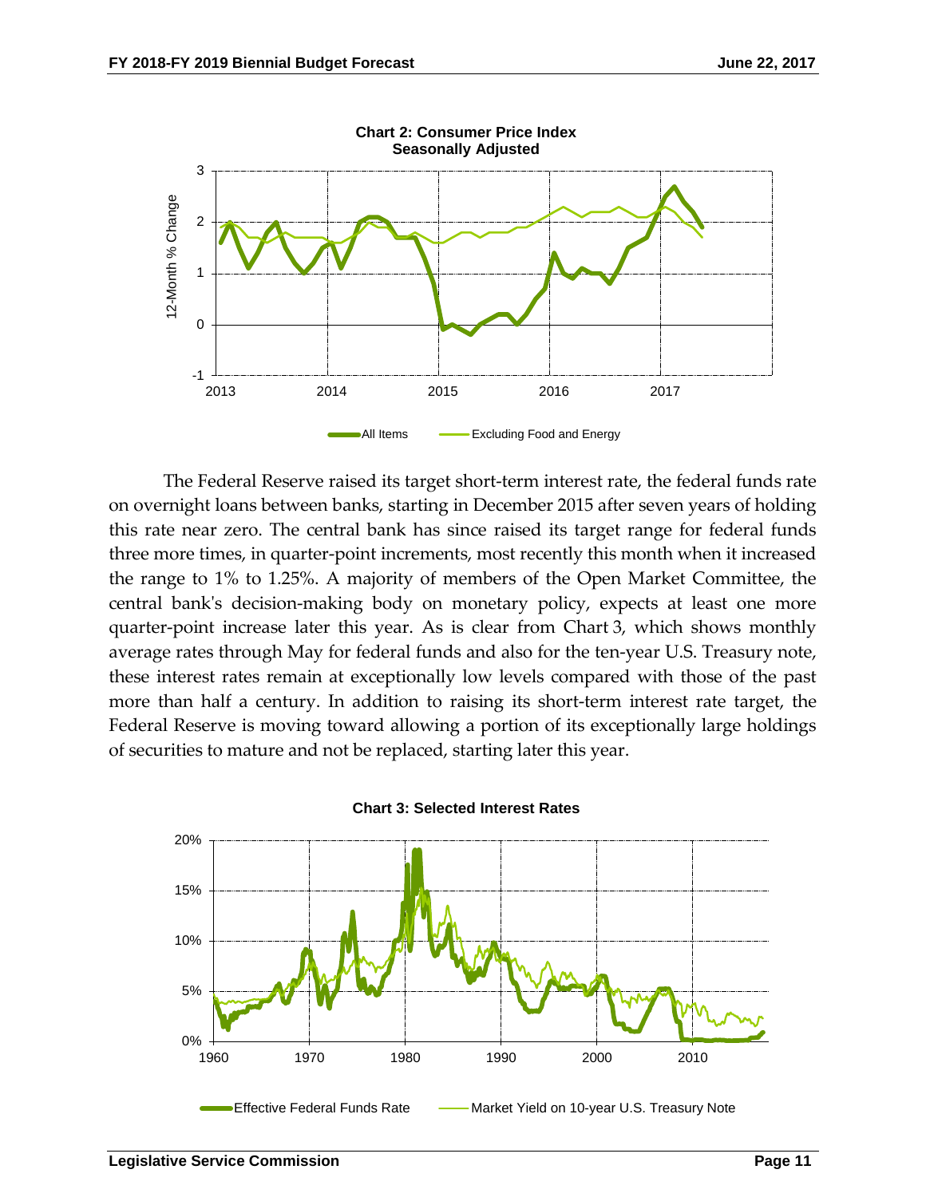**Chart 2: Consumer Price Index**
**Seasonally Adjusted**

The Federal Reserve raised its target short-term interest rate, the federal funds rate on overnight loans between banks, starting in December 2015 after seven years of holding this rate near zero. The central bank has since raised its target range for federal funds three more times, in quarter-point increments, most recently this month when it increased the range to 1% to 1.25%. A majority of members of the Open Market Committee, the central bank's decision-making body on monetary policy, expects at least one more quarter-point increase later this year. As is clear from Chart 3, which shows monthly average rates through May for federal funds and also for the ten-year U.S. Treasury note, these interest rates remain at exceptionally low levels compared with those of the past more than half a century. In addition to raising its short-term interest rate target, the Federal Reserve is moving toward allowing a portion of its exceptionally large holdings of securities to mature and not be replaced, starting later this year.

**Chart 3: Selected Interest Rates**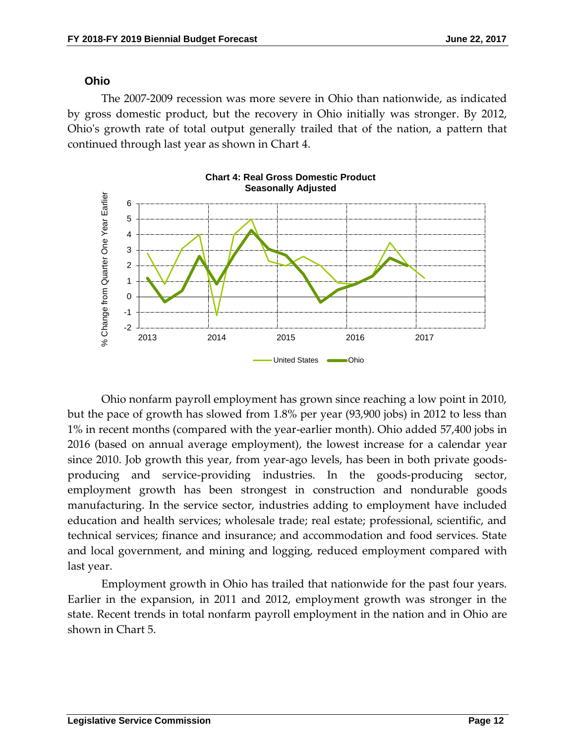## Ohio

The 2007-2009 recession was more severe in Ohio than nationwide, as indicated by gross domestic product, but the recovery in Ohio initially was stronger. By 2012, Ohio's growth rate of total output generally trailed that of the nation, a pattern that continued through last year as shown in Chart 4.

**Chart 4: Real Gross Domestic Product Seasonally Adjusted**

Ohio nonfarm payroll employment has grown since reaching a low point in 2010, but the pace of growth has slowed from 1.8% per year (93,900 jobs) in 2012 to less than 1% in recent months (compared with the year-earlier month). Ohio added 57,400 jobs in 2016 (based on annual average employment), the lowest increase for a calendar year since 2010. Job growth this year, from year-ago levels, has been in both private goods-producing and service-providing industries. In the goods-producing sector, employment growth has been strongest in construction and nondurable goods manufacturing. In the service sector, industries adding to employment have included education and health services; wholesale trade; real estate; professional, scientific, and technical services; finance and insurance; and accommodation and food services. State and local government, and mining and logging, reduced employment compared with last year.

Employment growth in Ohio has trailed that nationwide for the past four years. Earlier in the expansion, in 2011 and 2012, employment growth was stronger in the state. Recent trends in total nonfarm payroll employment in the nation and in Ohio are shown in Chart 5.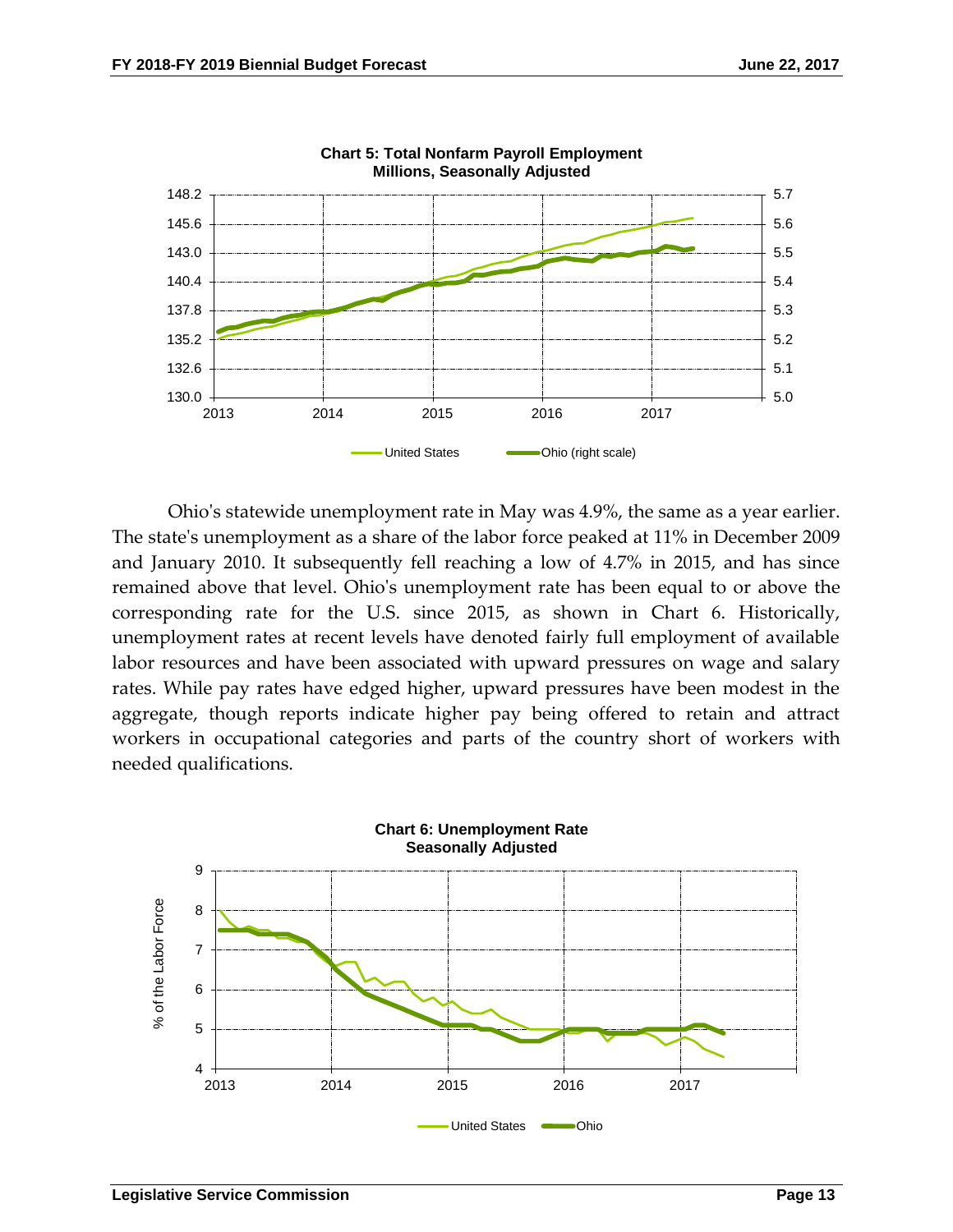**Chart 5: Total Nonfarm Payroll Employment**
**Millions, Seasonally Adjusted**

Ohio's statewide unemployment rate in May was 4.9%, the same as a year earlier. The state's unemployment as a share of the labor force peaked at 11% in December 2009 and January 2010. It subsequently fell reaching a low of 4.7% in 2015, and has since remained above that level. Ohio's unemployment rate has been equal to or above the corresponding rate for the U.S. since 2015, as shown in Chart 6. Historically, unemployment rates at recent levels have denoted fairly full employment of available labor resources and have been associated with upward pressures on wage and salary rates. While pay rates have edged higher, upward pressures have been modest in the aggregate, though reports indicate higher pay being offered to retain and attract workers in occupational categories and parts of the country short of workers with needed qualifications.

**Chart 6: Unemployment Rate**
**Seasonally Adjusted**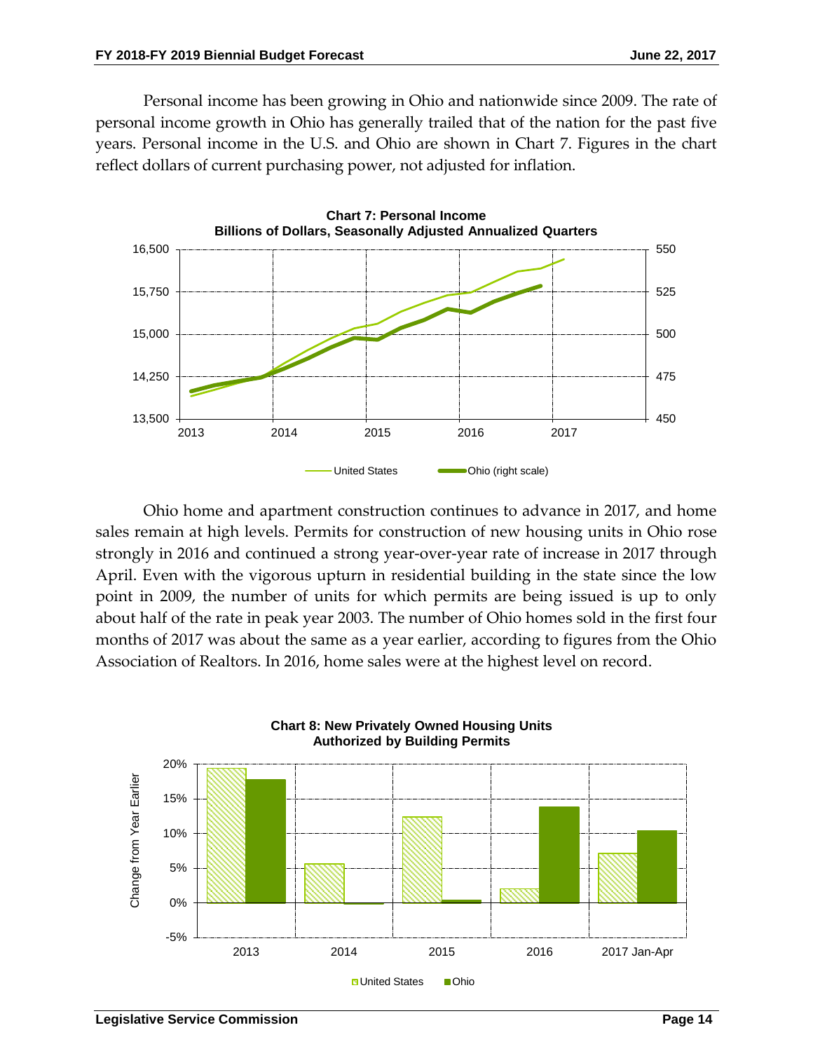Personal income has been growing in Ohio and nationwide since 2009. The rate of personal income growth in Ohio has generally trailed that of the nation for the past five years. Personal income in the U.S. and Ohio are shown in Chart 7. Figures in the chart reflect dollars of current purchasing power, not adjusted for inflation.

**Chart 7: Personal Income**
**Billions of Dollars, Seasonally Adjusted Annualized Quarters**

Ohio home and apartment construction continues to advance in 2017, and home sales remain at high levels. Permits for construction of new housing units in Ohio rose strongly in 2016 and continued a strong year-over-year rate of increase in 2017 through April. Even with the vigorous upturn in residential building in the state since the low point in 2009, the number of units for which permits are being issued is up to only about half of the rate in peak year 2003. The number of Ohio homes sold in the first four months of 2017 was about the same as a year earlier, according to figures from the Ohio Association of Realtors. In 2016, home sales were at the highest level on record.

**Chart 8: New Privately Owned Housing Units Authorized by Building Permits**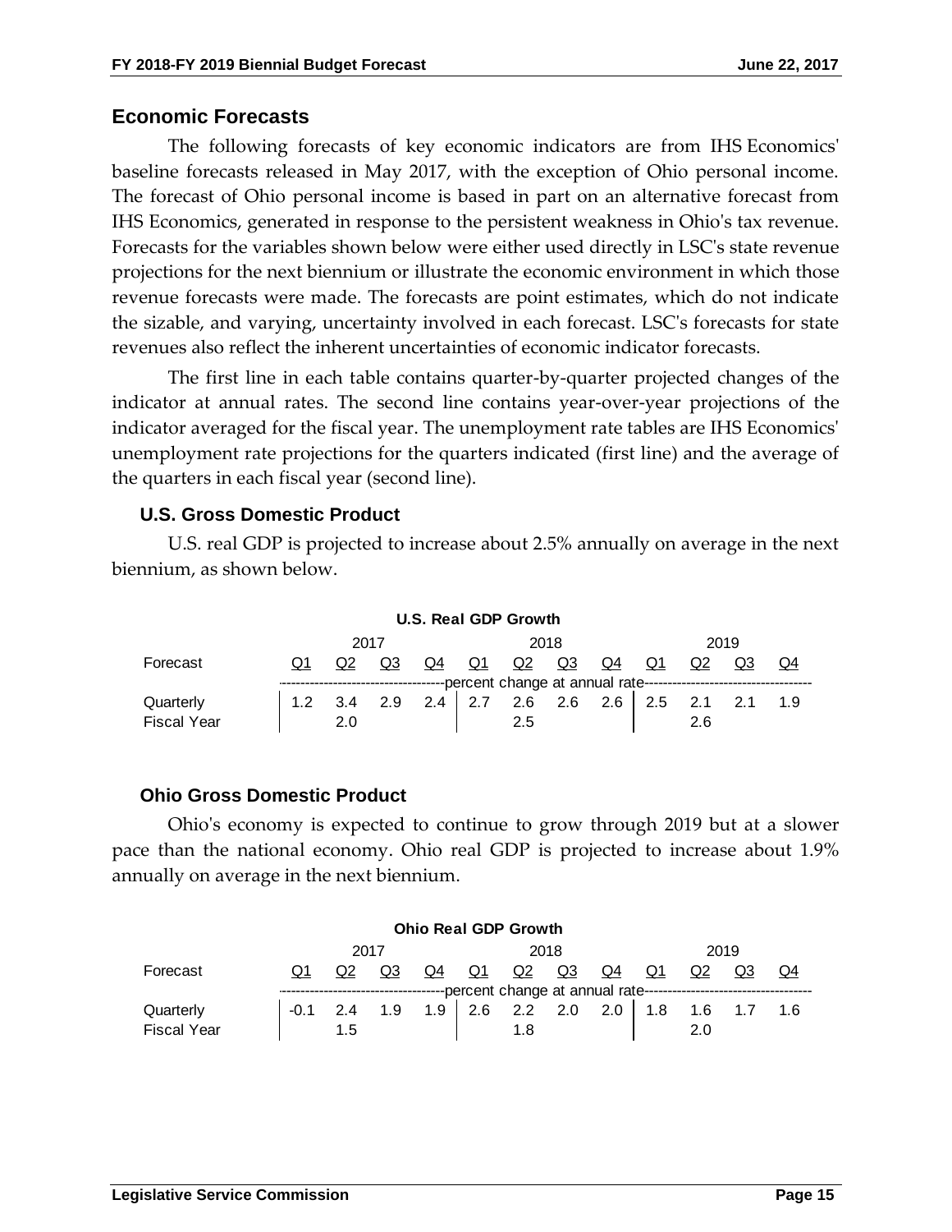## Economic Forecasts

The following forecasts of key economic indicators are from IHS Economics' baseline forecasts released in May 2017, with the exception of Ohio personal income. The forecast of Ohio personal income is based in part on an alternative forecast from IHS Economics, generated in response to the persistent weakness in Ohio's tax revenue. Forecasts for the variables shown below were either used directly in LSC's state revenue projections for the next biennium or illustrate the economic environment in which those revenue forecasts were made. The forecasts are point estimates, which do not indicate the sizable, and varying, uncertainty involved in each forecast. LSC's forecasts for state revenues also reflect the inherent uncertainties of economic indicator forecasts.

The first line in each table contains quarter-by-quarter projected changes of the indicator at annual rates. The second line contains year-over-year projections of the indicator averaged for the fiscal year. The unemployment rate tables are IHS Economics' unemployment rate projections for the quarters indicated (first line) and the average of the quarters in each fiscal year (second line).

### U.S. Gross Domestic Product

U.S. real GDP is projected to increase about 2.5% annually on average in the next biennium, as shown below.

**U.S. Real GDP Growth**

| | 2017 | | | | 2018 | | | | 2019 | | | |
|---|---|---|---|---|---|---|---|---|---|---|---|---|
| Forecast | Q1 | Q2 | Q3 | Q4 | Q1 | Q2 | Q3 | Q4 | Q1 | Q2 | Q3 | Q4 |
| | percent change at annual rate | | | | | | | | | | | |
| Quarterly | 1.2 | 3.4 | 2.9 | 2.4 | 2.7 | 2.6 | 2.6 | 2.6 | 2.5 | 2.1 | 2.1 | 1.9 |
| Fiscal Year | | 2.0 | | | | 2.5 | | | | 2.6 | | |

### Ohio Gross Domestic Product

Ohio's economy is expected to continue to grow through 2019 but at a slower pace than the national economy. Ohio real GDP is projected to increase about 1.9% annually on average in the next biennium.

**Ohio Real GDP Growth**

| | 2017 | | | | 2018 | | | | 2019 | | | |
|---|---|---|---|---|---|---|---|---|---|---|---|---|
| Forecast | Q1 | Q2 | Q3 | Q4 | Q1 | Q2 | Q3 | Q4 | Q1 | Q2 | Q3 | Q4 |
| | percent change at annual rate | | | | | | | | | | | |
| Quarterly | -0.1 | 2.4 | 1.9 | 1.9 | 2.6 | 2.2 | 2.0 | 2.0 | 1.8 | 1.6 | 1.7 | 1.6 |
| Fiscal Year | | 1.5 | | | | 1.8 | | | | 2.0 | | |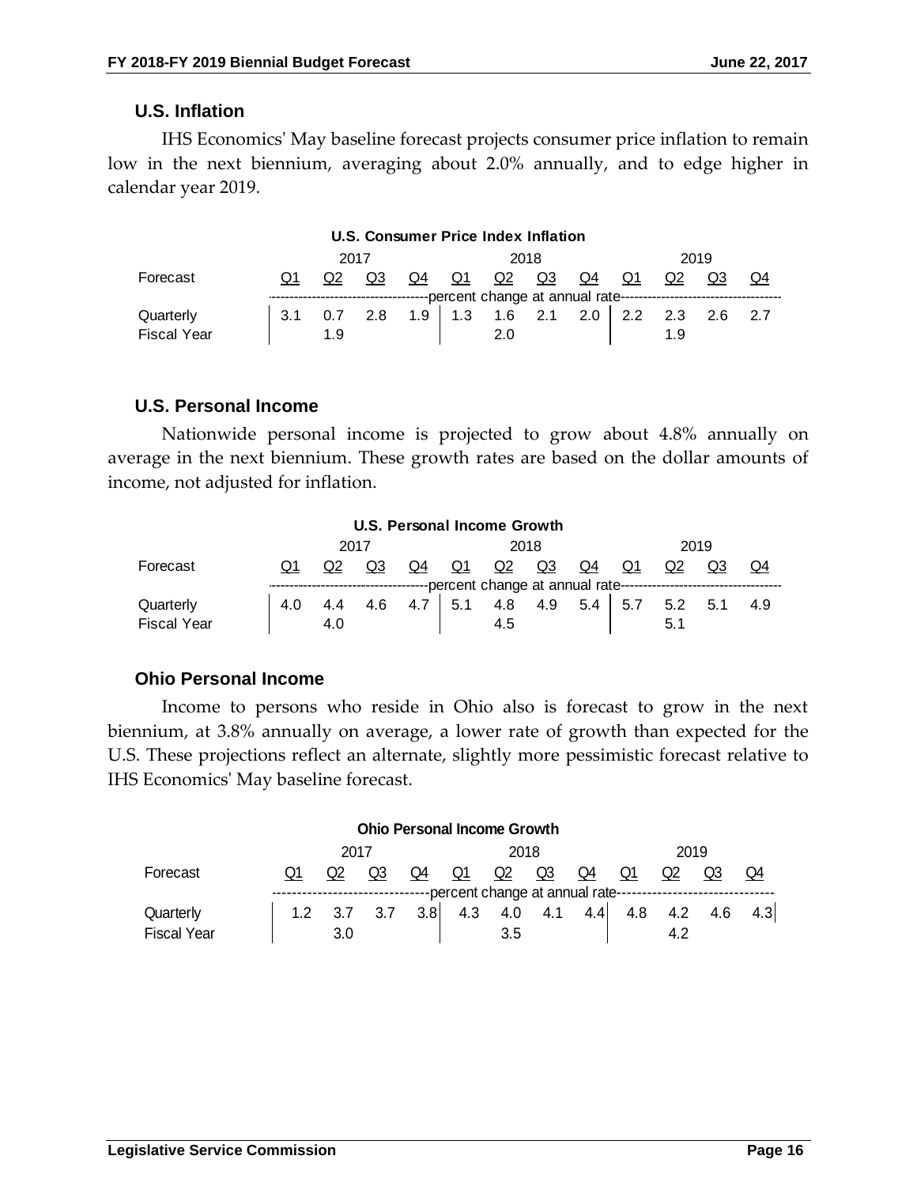## U.S. Inflation

IHS Economics' May baseline forecast projects consumer price inflation to remain low in the next biennium, averaging about 2.0% annually, and to edge higher in calendar year 2019.

**U.S. Consumer Price Index Inflation**

| Forecast | 2017 Q1 | Q2 | Q3 | Q4 | 2018 Q1 | Q2 | Q3 | Q4 | 2019 Q1 | Q2 | Q3 | Q4 |
|---|---|---|---|---|---|---|---|---|---|---|---|---|
| | percent change at annual rate | | | | | | | | | | | |
| Quarterly | 3.1 | 0.7 | 2.8 | 1.9 | 1.3 | 1.6 | 2.1 | 2.0 | 2.2 | 2.3 | 2.6 | 2.7 |
| Fiscal Year | | 1.9 | | | | 2.0 | | | | 1.9 | | |

## U.S. Personal Income

Nationwide personal income is projected to grow about 4.8% annually on average in the next biennium. These growth rates are based on the dollar amounts of income, not adjusted for inflation.

**U.S. Personal Income Growth**

| Forecast | 2017 Q1 | Q2 | Q3 | Q4 | 2018 Q1 | Q2 | Q3 | Q4 | 2019 Q1 | Q2 | Q3 | Q4 |
|---|---|---|---|---|---|---|---|---|---|---|---|---|
| | percent change at annual rate | | | | | | | | | | | |
| Quarterly | 4.0 | 4.4 | 4.6 | 4.7 | 5.1 | 4.8 | 4.9 | 5.4 | 5.7 | 5.2 | 5.1 | 4.9 |
| Fiscal Year | | 4.0 | | | | 4.5 | | | | 5.1 | | |

## Ohio Personal Income

Income to persons who reside in Ohio also is forecast to grow in the next biennium, at 3.8% annually on average, a lower rate of growth than expected for the U.S. These projections reflect an alternate, slightly more pessimistic forecast relative to IHS Economics' May baseline forecast.

**Ohio Personal Income Growth**

| Forecast | 2017 Q1 | Q2 | Q3 | Q4 | 2018 Q1 | Q2 | Q3 | Q4 | 2019 Q1 | Q2 | Q3 | Q4 |
|---|---|---|---|---|---|---|---|---|---|---|---|---|
| | percent change at annual rate | | | | | | | | | | | |
| Quarterly | 1.2 | 3.7 | 3.7 | 3.8 | 4.3 | 4.0 | 4.1 | 4.4 | 4.8 | 4.2 | 4.6 | 4.3 |
| Fiscal Year | | 3.0 | | | | 3.5 | | | | 4.2 | | |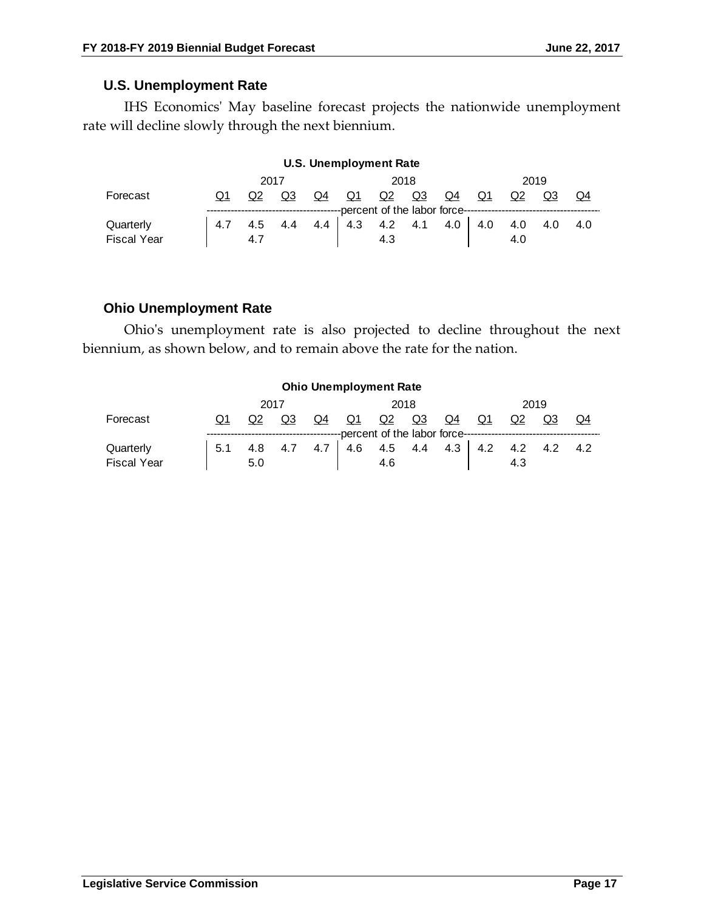## U.S. Unemployment Rate

IHS Economics' May baseline forecast projects the nationwide unemployment rate will decline slowly through the next biennium.

**U.S. Unemployment Rate**

| Forecast | 2017 Q1 | 2017 Q2 | 2017 Q3 | 2017 Q4 | 2018 Q1 | 2018 Q2 | 2018 Q3 | 2018 Q4 | 2019 Q1 | 2019 Q2 | 2019 Q3 | 2019 Q4 |
|---|---|---|---|---|---|---|---|---|---|---|---|---|
| | percent of the labor force | | | | | | | | | | | |
| Quarterly | 4.7 | 4.5 | 4.4 | 4.4 | 4.3 | 4.2 | 4.1 | 4.0 | 4.0 | 4.0 | 4.0 | 4.0 |
| Fiscal Year | | 4.7 | | | | 4.3 | | | | 4.0 | | |

## Ohio Unemployment Rate

Ohio's unemployment rate is also projected to decline throughout the next biennium, as shown below, and to remain above the rate for the nation.

**Ohio Unemployment Rate**

| Forecast | 2017 Q1 | 2017 Q2 | 2017 Q3 | 2017 Q4 | 2018 Q1 | 2018 Q2 | 2018 Q3 | 2018 Q4 | 2019 Q1 | 2019 Q2 | 2019 Q3 | 2019 Q4 |
|---|---|---|---|---|---|---|---|---|---|---|---|---|
| | percent of the labor force | | | | | | | | | | | |
| Quarterly | 5.1 | 4.8 | 4.7 | 4.7 | 4.6 | 4.5 | 4.4 | 4.3 | 4.2 | 4.2 | 4.2 | 4.2 |
| Fiscal Year | | 5.0 | | | | 4.6 | | | | 4.3 | | |